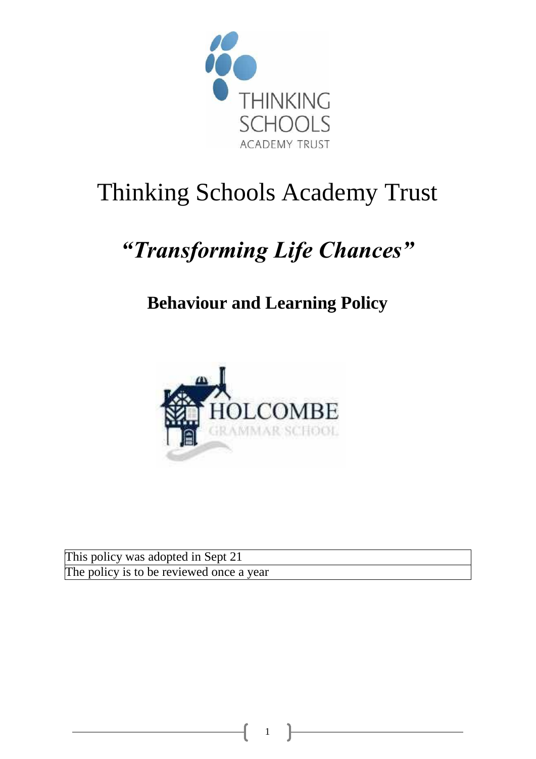# Thinking Schools Academy Trust

## *"Transforming Life Chances"*

### Behaviour and Learning Policy

| This policy was adopted in Sept 21 |
| --- |
| The policy is to be reviewed once a year |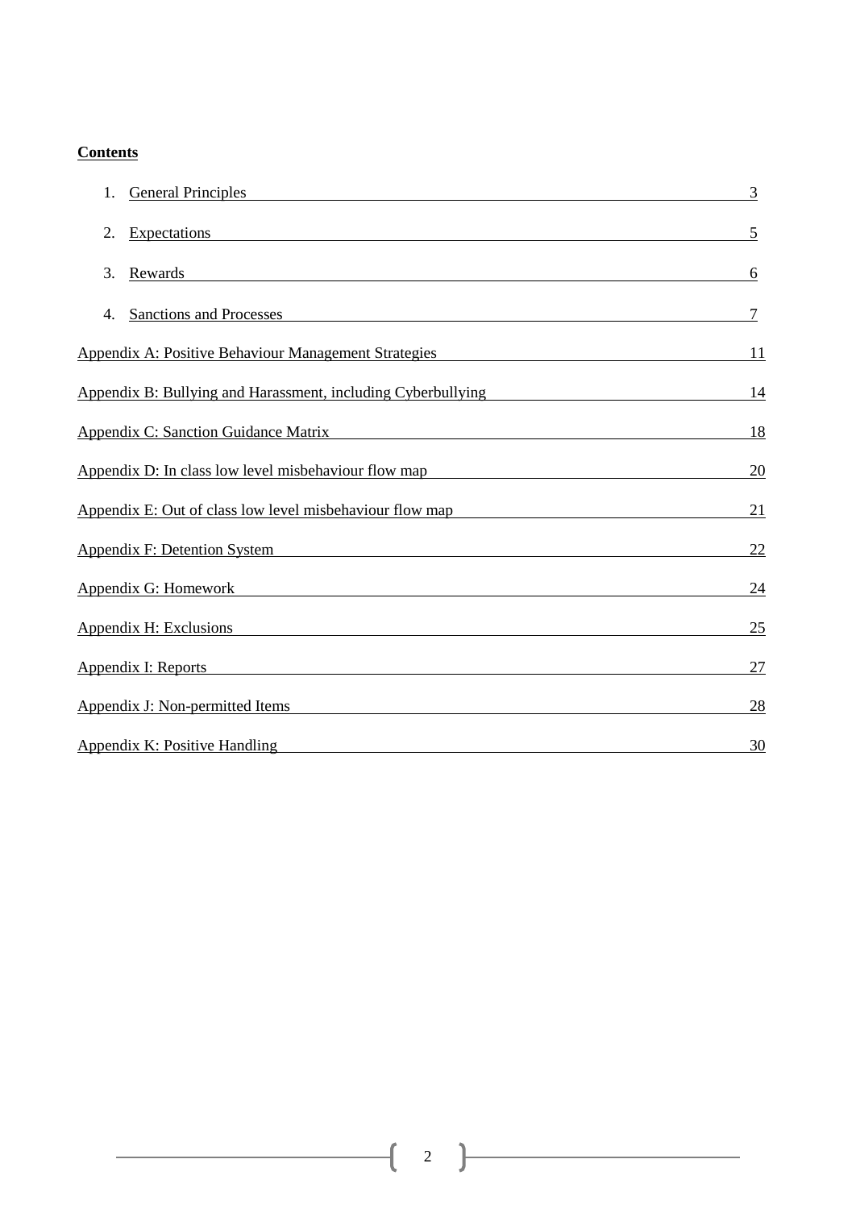**Contents**

1. General Principles 3
2. Expectations 5
3. Rewards 6
4. Sanctions and Processes 7

Appendix A: Positive Behaviour Management Strategies 11

Appendix B: Bullying and Harassment, including Cyberbullying 14

Appendix C: Sanction Guidance Matrix 18

Appendix D: In class low level misbehaviour flow map 20

Appendix E: Out of class low level misbehaviour flow map 21

Appendix F: Detention System 22

Appendix G: Homework 24

Appendix H: Exclusions 25

Appendix I: Reports 27

Appendix J: Non-permitted Items 28

Appendix K: Positive Handling 30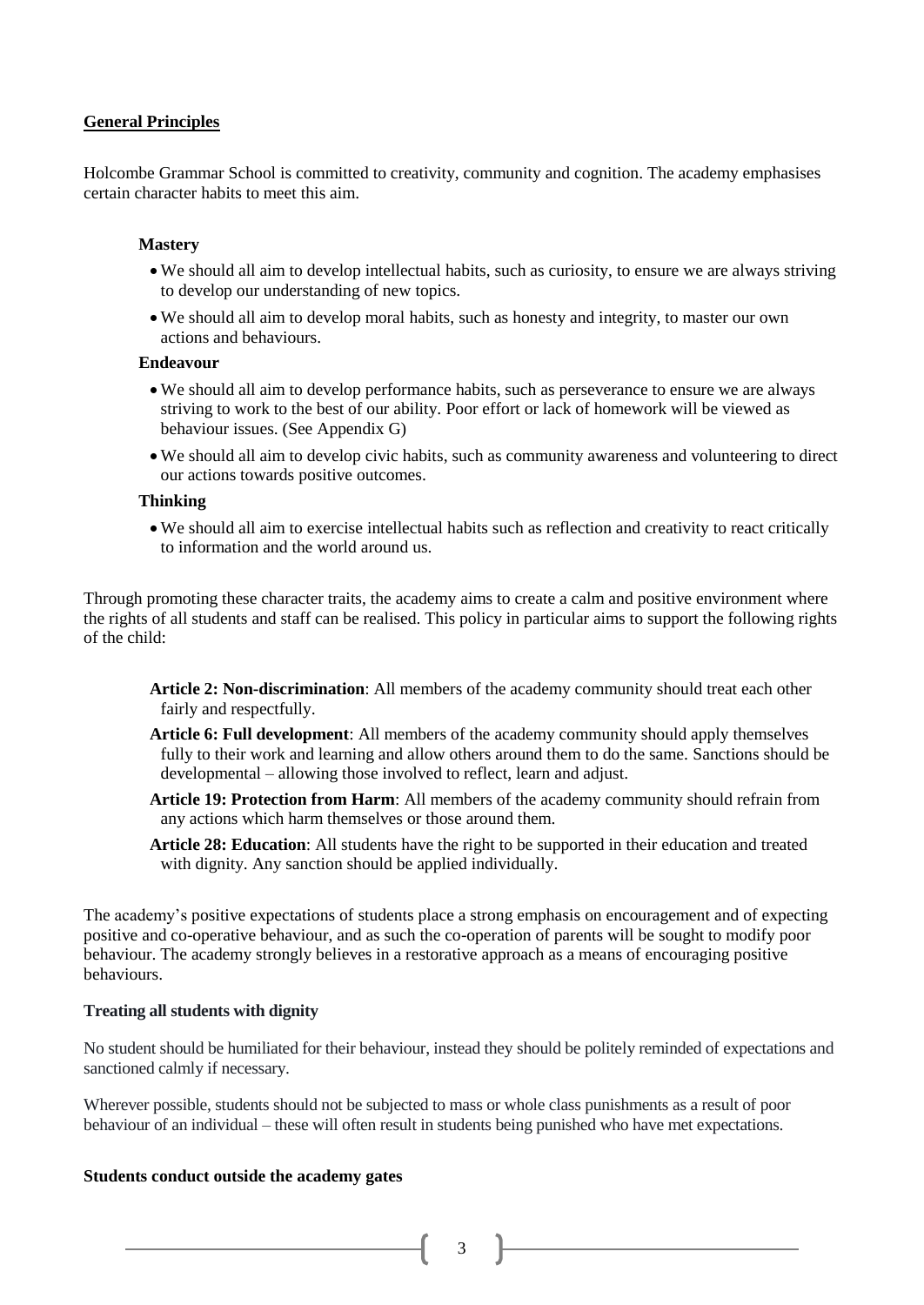## General Principles

Holcombe Grammar School is committed to creativity, community and cognition. The academy emphasises certain character habits to meet this aim.

**Mastery**

- We should all aim to develop intellectual habits, such as curiosity, to ensure we are always striving to develop our understanding of new topics.
- We should all aim to develop moral habits, such as honesty and integrity, to master our own actions and behaviours.

**Endeavour**

- We should all aim to develop performance habits, such as perseverance to ensure we are always striving to work to the best of our ability. Poor effort or lack of homework will be viewed as behaviour issues. (See Appendix G)
- We should all aim to develop civic habits, such as community awareness and volunteering to direct our actions towards positive outcomes.

**Thinking**

- We should all aim to exercise intellectual habits such as reflection and creativity to react critically to information and the world around us.

Through promoting these character traits, the academy aims to create a calm and positive environment where the rights of all students and staff can be realised. This policy in particular aims to support the following rights of the child:

**Article 2: Non-discrimination**: All members of the academy community should treat each other fairly and respectfully.

**Article 6: Full development**: All members of the academy community should apply themselves fully to their work and learning and allow others around them to do the same. Sanctions should be developmental – allowing those involved to reflect, learn and adjust.

**Article 19: Protection from Harm**: All members of the academy community should refrain from any actions which harm themselves or those around them.

**Article 28: Education**: All students have the right to be supported in their education and treated with dignity. Any sanction should be applied individually.

The academy's positive expectations of students place a strong emphasis on encouragement and of expecting positive and co-operative behaviour, and as such the co-operation of parents will be sought to modify poor behaviour. The academy strongly believes in a restorative approach as a means of encouraging positive behaviours.

### Treating all students with dignity

No student should be humiliated for their behaviour, instead they should be politely reminded of expectations and sanctioned calmly if necessary.

Wherever possible, students should not be subjected to mass or whole class punishments as a result of poor behaviour of an individual – these will often result in students being punished who have met expectations.

### Students conduct outside the academy gates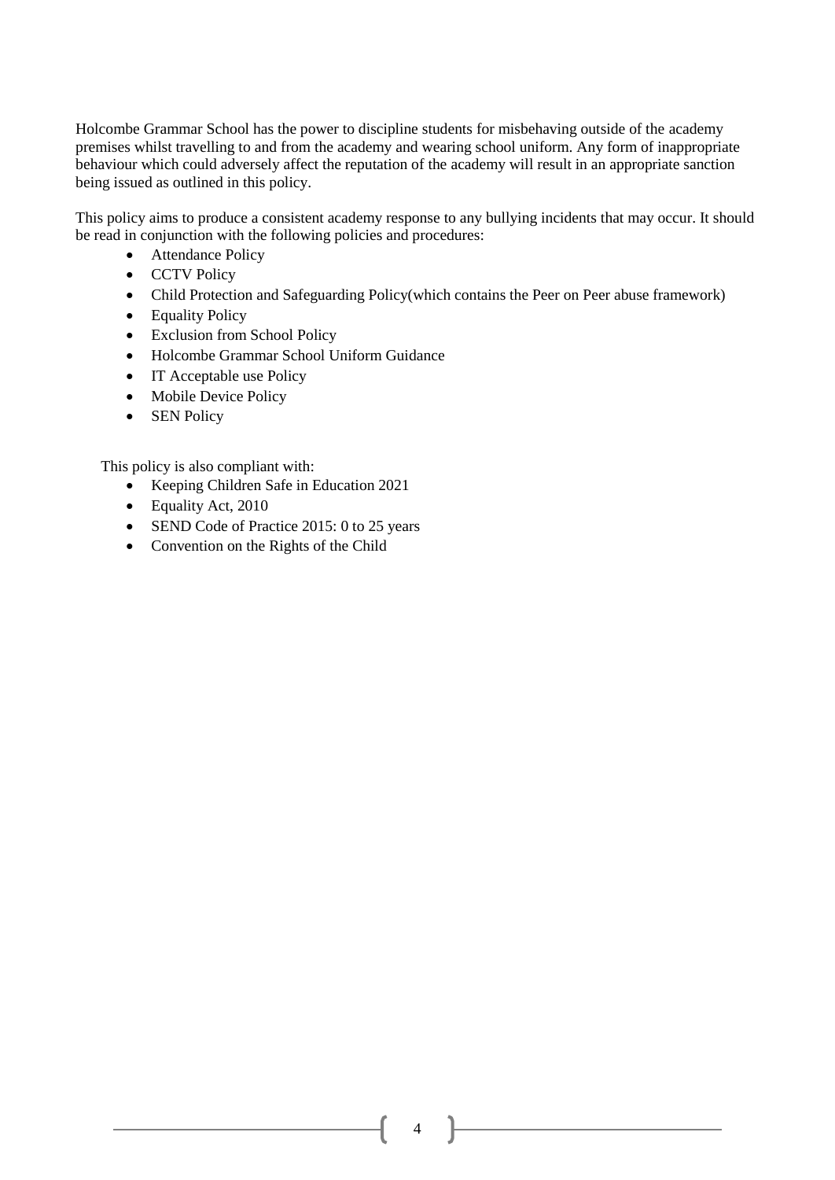Holcombe Grammar School has the power to discipline students for misbehaving outside of the academy premises whilst travelling to and from the academy and wearing school uniform. Any form of inappropriate behaviour which could adversely affect the reputation of the academy will result in an appropriate sanction being issued as outlined in this policy.

This policy aims to produce a consistent academy response to any bullying incidents that may occur. It should be read in conjunction with the following policies and procedures:

- Attendance Policy
- CCTV Policy
- Child Protection and Safeguarding Policy(which contains the Peer on Peer abuse framework)
- Equality Policy
- Exclusion from School Policy
- Holcombe Grammar School Uniform Guidance
- IT Acceptable use Policy
- Mobile Device Policy
- SEN Policy

This policy is also compliant with:

- Keeping Children Safe in Education 2021
- Equality Act, 2010
- SEND Code of Practice 2015: 0 to 25 years
- Convention on the Rights of the Child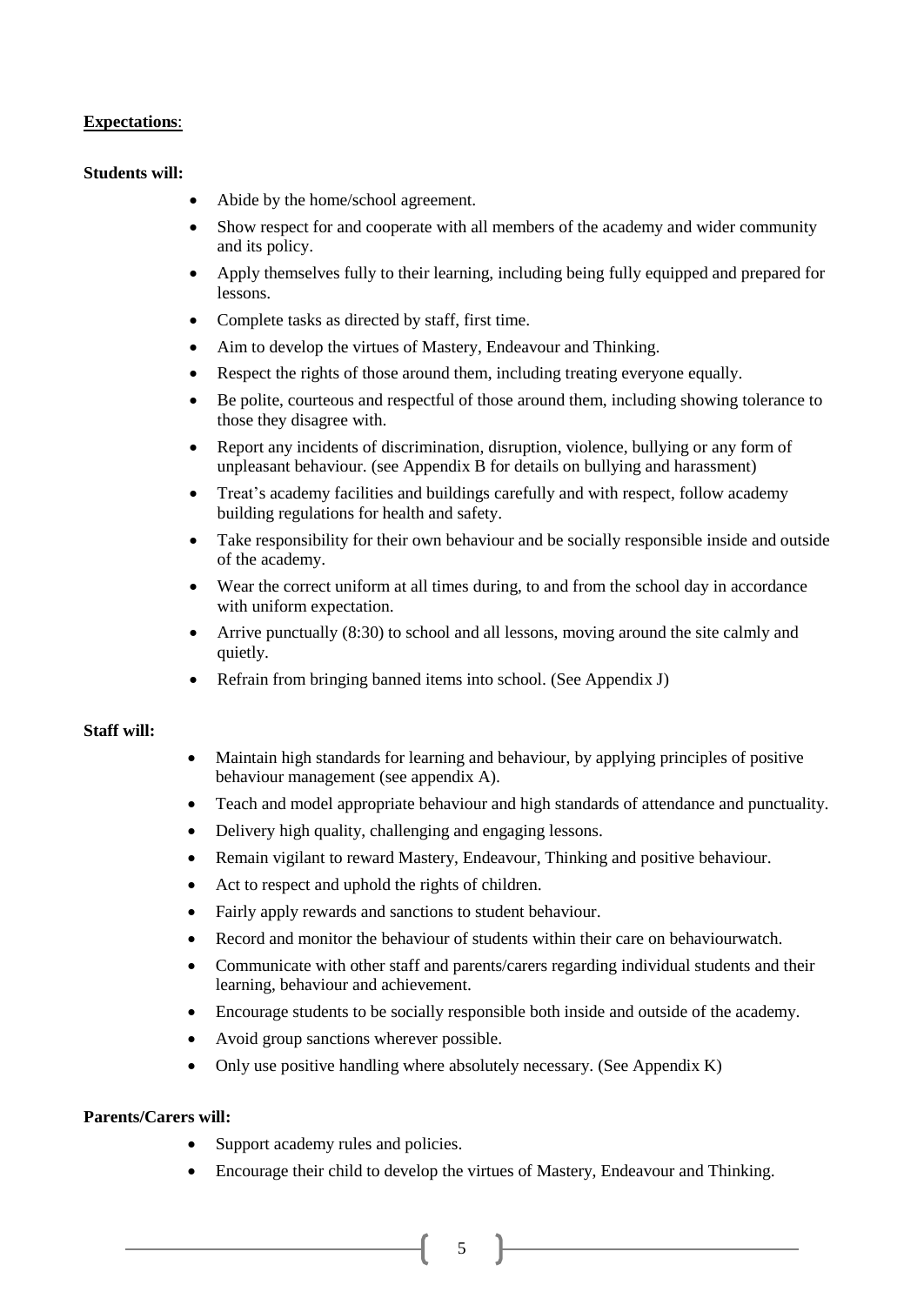**Expectations**:

**Students will:**

- Abide by the home/school agreement.
- Show respect for and cooperate with all members of the academy and wider community and its policy.
- Apply themselves fully to their learning, including being fully equipped and prepared for lessons.
- Complete tasks as directed by staff, first time.
- Aim to develop the virtues of Mastery, Endeavour and Thinking.
- Respect the rights of those around them, including treating everyone equally.
- Be polite, courteous and respectful of those around them, including showing tolerance to those they disagree with.
- Report any incidents of discrimination, disruption, violence, bullying or any form of unpleasant behaviour. (see Appendix B for details on bullying and harassment)
- Treat's academy facilities and buildings carefully and with respect, follow academy building regulations for health and safety.
- Take responsibility for their own behaviour and be socially responsible inside and outside of the academy.
- Wear the correct uniform at all times during, to and from the school day in accordance with uniform expectation.
- Arrive punctually (8:30) to school and all lessons, moving around the site calmly and quietly.
- Refrain from bringing banned items into school. (See Appendix J)

**Staff will:**

- Maintain high standards for learning and behaviour, by applying principles of positive behaviour management (see appendix A).
- Teach and model appropriate behaviour and high standards of attendance and punctuality.
- Delivery high quality, challenging and engaging lessons.
- Remain vigilant to reward Mastery, Endeavour, Thinking and positive behaviour.
- Act to respect and uphold the rights of children.
- Fairly apply rewards and sanctions to student behaviour.
- Record and monitor the behaviour of students within their care on behaviourwatch.
- Communicate with other staff and parents/carers regarding individual students and their learning, behaviour and achievement.
- Encourage students to be socially responsible both inside and outside of the academy.
- Avoid group sanctions wherever possible.
- Only use positive handling where absolutely necessary. (See Appendix K)

**Parents/Carers will:**

- Support academy rules and policies.
- Encourage their child to develop the virtues of Mastery, Endeavour and Thinking.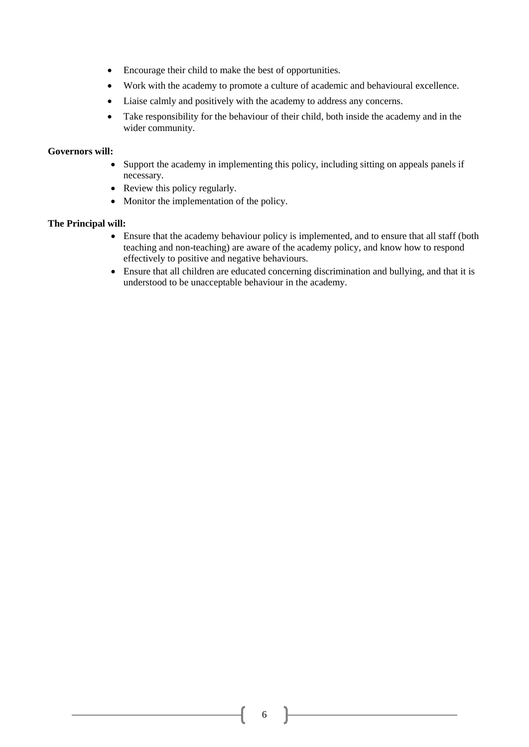- Encourage their child to make the best of opportunities.
- Work with the academy to promote a culture of academic and behavioural excellence.
- Liaise calmly and positively with the academy to address any concerns.
- Take responsibility for the behaviour of their child, both inside the academy and in the wider community.

**Governors will:**

- Support the academy in implementing this policy, including sitting on appeals panels if necessary.
- Review this policy regularly.
- Monitor the implementation of the policy.

**The Principal will:**

- Ensure that the academy behaviour policy is implemented, and to ensure that all staff (both teaching and non-teaching) are aware of the academy policy, and know how to respond effectively to positive and negative behaviours.
- Ensure that all children are educated concerning discrimination and bullying, and that it is understood to be unacceptable behaviour in the academy.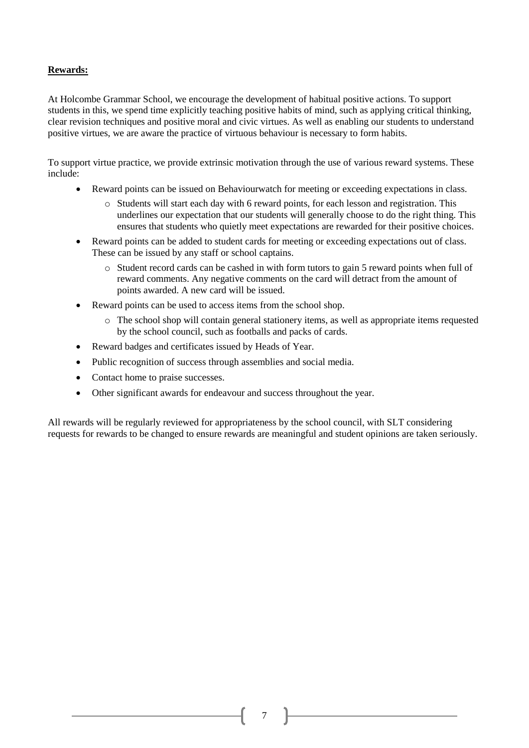**Rewards:**

At Holcombe Grammar School, we encourage the development of habitual positive actions. To support students in this, we spend time explicitly teaching positive habits of mind, such as applying critical thinking, clear revision techniques and positive moral and civic virtues. As well as enabling our students to understand positive virtues, we are aware the practice of virtuous behaviour is necessary to form habits.

To support virtue practice, we provide extrinsic motivation through the use of various reward systems. These include:

- Reward points can be issued on Behaviourwatch for meeting or exceeding expectations in class.
  - Students will start each day with 6 reward points, for each lesson and registration. This underlines our expectation that our students will generally choose to do the right thing. This ensures that students who quietly meet expectations are rewarded for their positive choices.
- Reward points can be added to student cards for meeting or exceeding expectations out of class. These can be issued by any staff or school captains.
  - Student record cards can be cashed in with form tutors to gain 5 reward points when full of reward comments. Any negative comments on the card will detract from the amount of points awarded. A new card will be issued.
- Reward points can be used to access items from the school shop.
  - The school shop will contain general stationery items, as well as appropriate items requested by the school council, such as footballs and packs of cards.
- Reward badges and certificates issued by Heads of Year.
- Public recognition of success through assemblies and social media.
- Contact home to praise successes.
- Other significant awards for endeavour and success throughout the year.

All rewards will be regularly reviewed for appropriateness by the school council, with SLT considering requests for rewards to be changed to ensure rewards are meaningful and student opinions are taken seriously.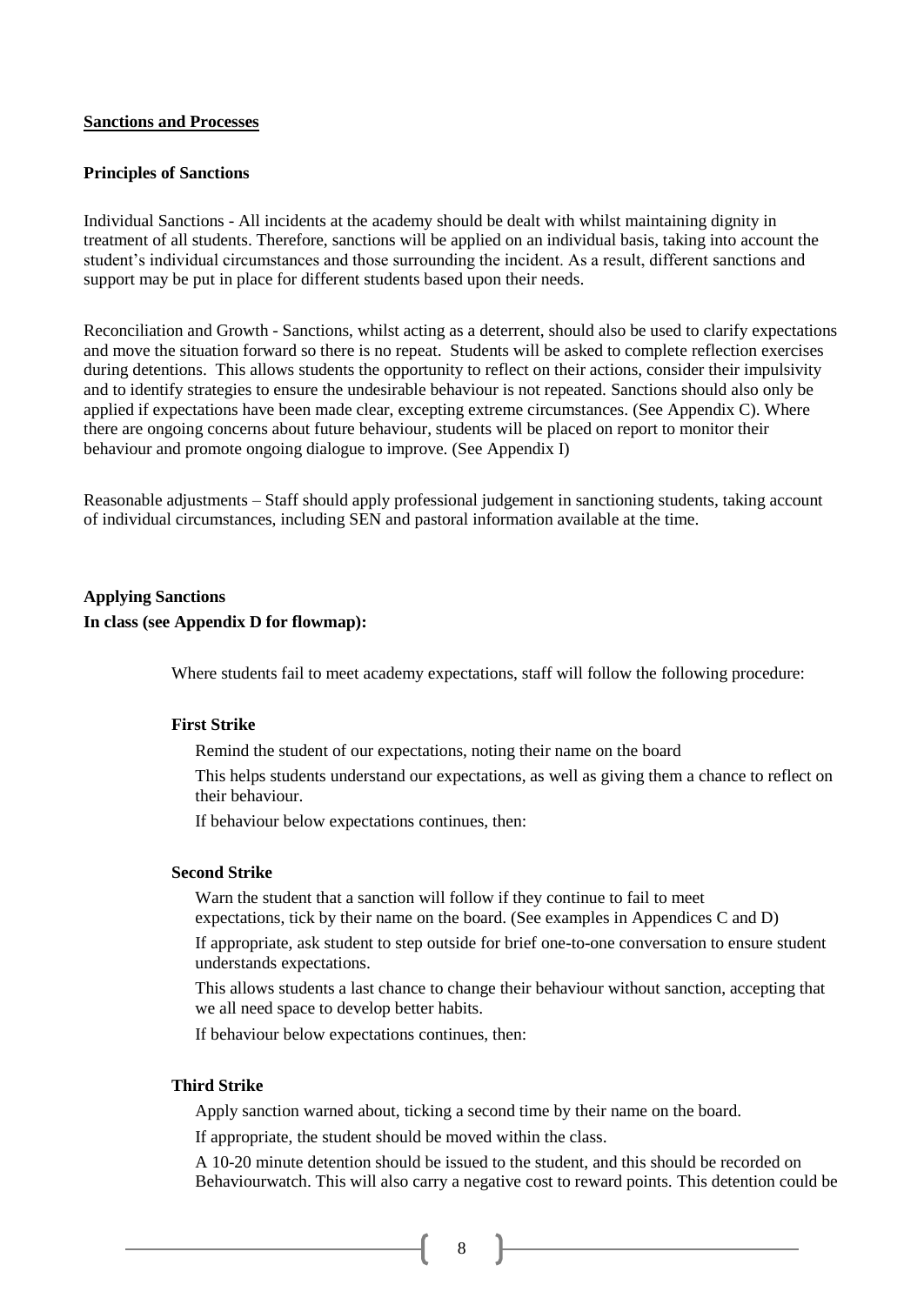**Sanctions and Processes**

**Principles of Sanctions**

Individual Sanctions - All incidents at the academy should be dealt with whilst maintaining dignity in treatment of all students. Therefore, sanctions will be applied on an individual basis, taking into account the student's individual circumstances and those surrounding the incident. As a result, different sanctions and support may be put in place for different students based upon their needs.

Reconciliation and Growth - Sanctions, whilst acting as a deterrent, should also be used to clarify expectations and move the situation forward so there is no repeat. Students will be asked to complete reflection exercises during detentions. This allows students the opportunity to reflect on their actions, consider their impulsivity and to identify strategies to ensure the undesirable behaviour is not repeated. Sanctions should also only be applied if expectations have been made clear, excepting extreme circumstances. (See Appendix C). Where there are ongoing concerns about future behaviour, students will be placed on report to monitor their behaviour and promote ongoing dialogue to improve. (See Appendix I)

Reasonable adjustments – Staff should apply professional judgement in sanctioning students, taking account of individual circumstances, including SEN and pastoral information available at the time.

**Applying Sanctions**

**In class (see Appendix D for flowmap):**

Where students fail to meet academy expectations, staff will follow the following procedure:

**First Strike**

Remind the student of our expectations, noting their name on the board

This helps students understand our expectations, as well as giving them a chance to reflect on their behaviour.

If behaviour below expectations continues, then:

**Second Strike**

Warn the student that a sanction will follow if they continue to fail to meet expectations, tick by their name on the board. (See examples in Appendices C and D)

If appropriate, ask student to step outside for brief one-to-one conversation to ensure student understands expectations.

This allows students a last chance to change their behaviour without sanction, accepting that we all need space to develop better habits.

If behaviour below expectations continues, then:

**Third Strike**

Apply sanction warned about, ticking a second time by their name on the board.

If appropriate, the student should be moved within the class.

A 10-20 minute detention should be issued to the student, and this should be recorded on Behaviourwatch. This will also carry a negative cost to reward points. This detention could be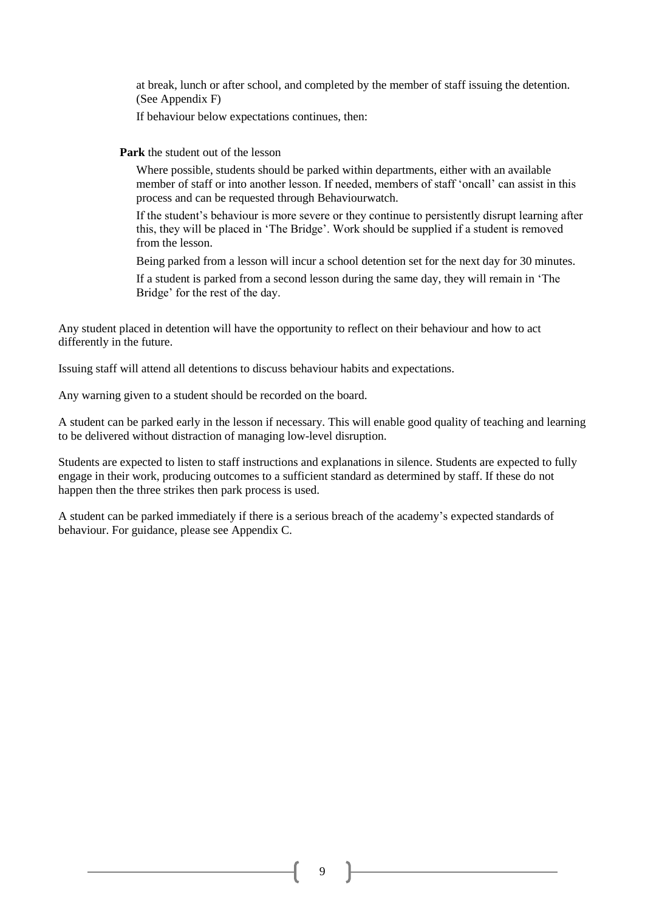at break, lunch or after school, and completed by the member of staff issuing the detention. (See Appendix F)

If behaviour below expectations continues, then:

**Park** the student out of the lesson

Where possible, students should be parked within departments, either with an available member of staff or into another lesson. If needed, members of staff 'oncall' can assist in this process and can be requested through Behaviourwatch.

If the student's behaviour is more severe or they continue to persistently disrupt learning after this, they will be placed in 'The Bridge'. Work should be supplied if a student is removed from the lesson.

Being parked from a lesson will incur a school detention set for the next day for 30 minutes.

If a student is parked from a second lesson during the same day, they will remain in 'The Bridge' for the rest of the day.

Any student placed in detention will have the opportunity to reflect on their behaviour and how to act differently in the future.

Issuing staff will attend all detentions to discuss behaviour habits and expectations.

Any warning given to a student should be recorded on the board.

A student can be parked early in the lesson if necessary. This will enable good quality of teaching and learning to be delivered without distraction of managing low-level disruption.

Students are expected to listen to staff instructions and explanations in silence. Students are expected to fully engage in their work, producing outcomes to a sufficient standard as determined by staff. If these do not happen then the three strikes then park process is used.

A student can be parked immediately if there is a serious breach of the academy's expected standards of behaviour. For guidance, please see Appendix C.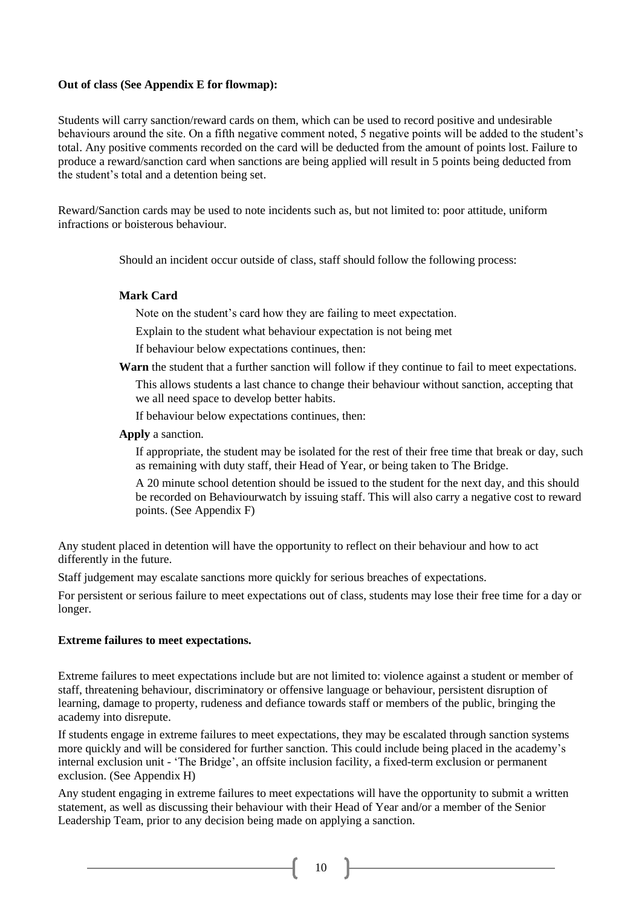**Out of class (See Appendix E for flowmap):**

Students will carry sanction/reward cards on them, which can be used to record positive and undesirable behaviours around the site. On a fifth negative comment noted, 5 negative points will be added to the student's total. Any positive comments recorded on the card will be deducted from the amount of points lost. Failure to produce a reward/sanction card when sanctions are being applied will result in 5 points being deducted from the student's total and a detention being set.

Reward/Sanction cards may be used to note incidents such as, but not limited to: poor attitude, uniform infractions or boisterous behaviour.

Should an incident occur outside of class, staff should follow the following process:

**Mark Card**

Note on the student's card how they are failing to meet expectation.

Explain to the student what behaviour expectation is not being met

If behaviour below expectations continues, then:

**Warn** the student that a further sanction will follow if they continue to fail to meet expectations.

This allows students a last chance to change their behaviour without sanction, accepting that we all need space to develop better habits.

If behaviour below expectations continues, then:

**Apply** a sanction.

If appropriate, the student may be isolated for the rest of their free time that break or day, such as remaining with duty staff, their Head of Year, or being taken to The Bridge.

A 20 minute school detention should be issued to the student for the next day, and this should be recorded on Behaviourwatch by issuing staff. This will also carry a negative cost to reward points. (See Appendix F)

Any student placed in detention will have the opportunity to reflect on their behaviour and how to act differently in the future.

Staff judgement may escalate sanctions more quickly for serious breaches of expectations.

For persistent or serious failure to meet expectations out of class, students may lose their free time for a day or longer.

**Extreme failures to meet expectations.**

Extreme failures to meet expectations include but are not limited to: violence against a student or member of staff, threatening behaviour, discriminatory or offensive language or behaviour, persistent disruption of learning, damage to property, rudeness and defiance towards staff or members of the public, bringing the academy into disrepute.

If students engage in extreme failures to meet expectations, they may be escalated through sanction systems more quickly and will be considered for further sanction. This could include being placed in the academy's internal exclusion unit - 'The Bridge', an offsite inclusion facility, a fixed-term exclusion or permanent exclusion. (See Appendix H)

Any student engaging in extreme failures to meet expectations will have the opportunity to submit a written statement, as well as discussing their behaviour with their Head of Year and/or a member of the Senior Leadership Team, prior to any decision being made on applying a sanction.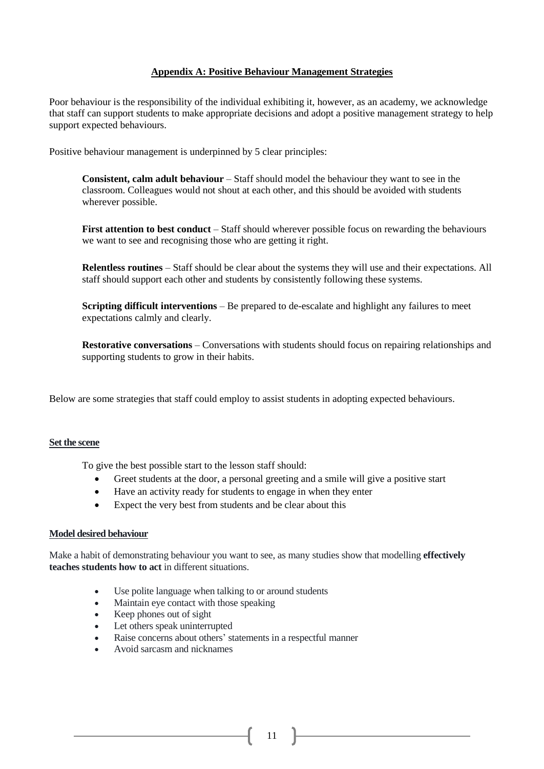## Appendix A: Positive Behaviour Management Strategies

Poor behaviour is the responsibility of the individual exhibiting it, however, as an academy, we acknowledge that staff can support students to make appropriate decisions and adopt a positive management strategy to help support expected behaviours.

Positive behaviour management is underpinned by 5 clear principles:

**Consistent, calm adult behaviour** – Staff should model the behaviour they want to see in the classroom. Colleagues would not shout at each other, and this should be avoided with students wherever possible.

**First attention to best conduct** – Staff should wherever possible focus on rewarding the behaviours we want to see and recognising those who are getting it right.

**Relentless routines** – Staff should be clear about the systems they will use and their expectations. All staff should support each other and students by consistently following these systems.

**Scripting difficult interventions** – Be prepared to de-escalate and highlight any failures to meet expectations calmly and clearly.

**Restorative conversations** – Conversations with students should focus on repairing relationships and supporting students to grow in their habits.

Below are some strategies that staff could employ to assist students in adopting expected behaviours.

### Set the scene

To give the best possible start to the lesson staff should:

- Greet students at the door, a personal greeting and a smile will give a positive start
- Have an activity ready for students to engage in when they enter
- Expect the very best from students and be clear about this

### Model desired behaviour

Make a habit of demonstrating behaviour you want to see, as many studies show that modelling **effectively teaches students how to act** in different situations.

- Use polite language when talking to or around students
- Maintain eye contact with those speaking
- Keep phones out of sight
- Let others speak uninterrupted
- Raise concerns about others' statements in a respectful manner
- Avoid sarcasm and nicknames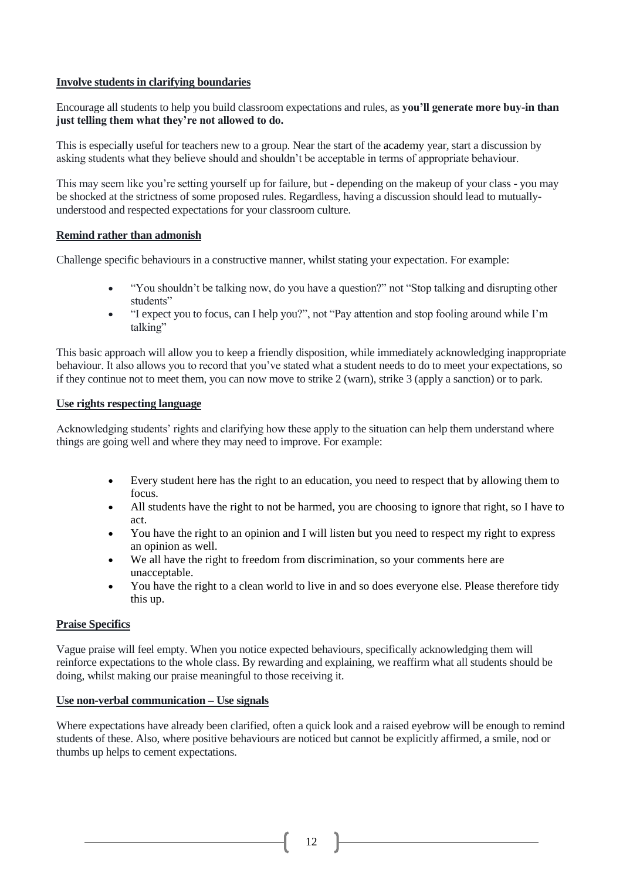**Involve students in clarifying boundaries**

Encourage all students to help you build classroom expectations and rules, as **you'll generate more buy-in than just telling them what they're not allowed to do.**

This is especially useful for teachers new to a group. Near the start of the academy year, start a discussion by asking students what they believe should and shouldn't be acceptable in terms of appropriate behaviour.

This may seem like you're setting yourself up for failure, but - depending on the makeup of your class - you may be shocked at the strictness of some proposed rules. Regardless, having a discussion should lead to mutually-understood and respected expectations for your classroom culture.

**Remind rather than admonish**

Challenge specific behaviours in a constructive manner, whilst stating your expectation. For example:

- "You shouldn't be talking now, do you have a question?" not "Stop talking and disrupting other students"
- "I expect you to focus, can I help you?", not "Pay attention and stop fooling around while I'm talking"

This basic approach will allow you to keep a friendly disposition, while immediately acknowledging inappropriate behaviour. It also allows you to record that you've stated what a student needs to do to meet your expectations, so if they continue not to meet them, you can now move to strike 2 (warn), strike 3 (apply a sanction) or to park.

**Use rights respecting language**

Acknowledging students' rights and clarifying how these apply to the situation can help them understand where things are going well and where they may need to improve. For example:

- Every student here has the right to an education, you need to respect that by allowing them to focus.
- All students have the right to not be harmed, you are choosing to ignore that right, so I have to act.
- You have the right to an opinion and I will listen but you need to respect my right to express an opinion as well.
- We all have the right to freedom from discrimination, so your comments here are unacceptable.
- You have the right to a clean world to live in and so does everyone else. Please therefore tidy this up.

**Praise Specifics**

Vague praise will feel empty. When you notice expected behaviours, specifically acknowledging them will reinforce expectations to the whole class. By rewarding and explaining, we reaffirm what all students should be doing, whilst making our praise meaningful to those receiving it.

**Use non-verbal communication – Use signals**

Where expectations have already been clarified, often a quick look and a raised eyebrow will be enough to remind students of these. Also, where positive behaviours are noticed but cannot be explicitly affirmed, a smile, nod or thumbs up helps to cement expectations.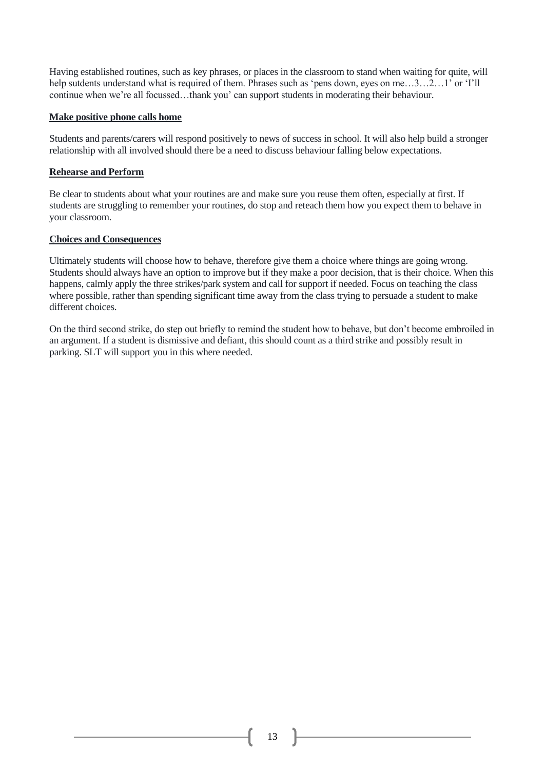Having established routines, such as key phrases, or places in the classroom to stand when waiting for quite, will help sutdents understand what is required of them. Phrases such as 'pens down, eyes on me…3…2…1' or 'I'll continue when we're all focussed…thank you' can support students in moderating their behaviour.

**Make positive phone calls home**

Students and parents/carers will respond positively to news of success in school. It will also help build a stronger relationship with all involved should there be a need to discuss behaviour falling below expectations.

**Rehearse and Perform**

Be clear to students about what your routines are and make sure you reuse them often, especially at first. If students are struggling to remember your routines, do stop and reteach them how you expect them to behave in your classroom.

**Choices and Consequences**

Ultimately students will choose how to behave, therefore give them a choice where things are going wrong. Students should always have an option to improve but if they make a poor decision, that is their choice. When this happens, calmly apply the three strikes/park system and call for support if needed. Focus on teaching the class where possible, rather than spending significant time away from the class trying to persuade a student to make different choices.

On the third second strike, do step out briefly to remind the student how to behave, but don't become embroiled in an argument. If a student is dismissive and defiant, this should count as a third strike and possibly result in parking. SLT will support you in this where needed.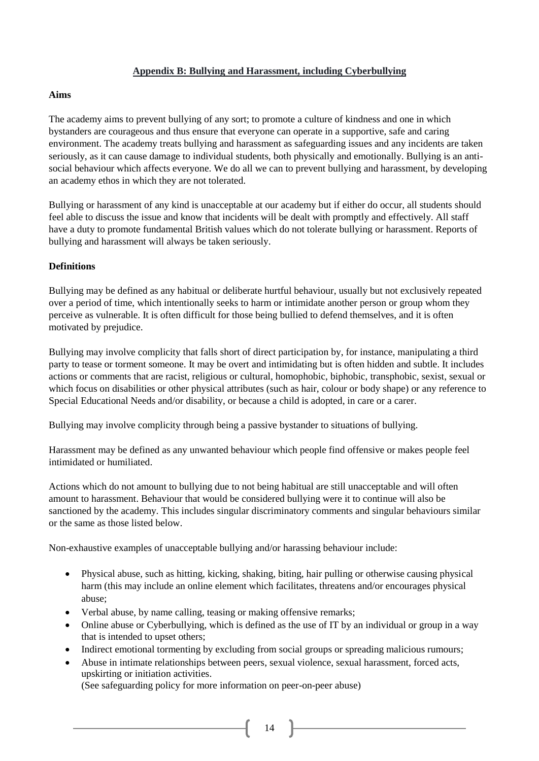## Appendix B: Bullying and Harassment, including Cyberbullying

**Aims**

The academy aims to prevent bullying of any sort; to promote a culture of kindness and one in which bystanders are courageous and thus ensure that everyone can operate in a supportive, safe and caring environment. The academy treats bullying and harassment as safeguarding issues and any incidents are taken seriously, as it can cause damage to individual students, both physically and emotionally. Bullying is an anti-social behaviour which affects everyone. We do all we can to prevent bullying and harassment, by developing an academy ethos in which they are not tolerated.

Bullying or harassment of any kind is unacceptable at our academy but if either do occur, all students should feel able to discuss the issue and know that incidents will be dealt with promptly and effectively. All staff have a duty to promote fundamental British values which do not tolerate bullying or harassment. Reports of bullying and harassment will always be taken seriously.

**Definitions**

Bullying may be defined as any habitual or deliberate hurtful behaviour, usually but not exclusively repeated over a period of time, which intentionally seeks to harm or intimidate another person or group whom they perceive as vulnerable. It is often difficult for those being bullied to defend themselves, and it is often motivated by prejudice.

Bullying may involve complicity that falls short of direct participation by, for instance, manipulating a third party to tease or torment someone. It may be overt and intimidating but is often hidden and subtle. It includes actions or comments that are racist, religious or cultural, homophobic, biphobic, transphobic, sexist, sexual or which focus on disabilities or other physical attributes (such as hair, colour or body shape) or any reference to Special Educational Needs and/or disability, or because a child is adopted, in care or a carer.

Bullying may involve complicity through being a passive bystander to situations of bullying.

Harassment may be defined as any unwanted behaviour which people find offensive or makes people feel intimidated or humiliated.

Actions which do not amount to bullying due to not being habitual are still unacceptable and will often amount to harassment. Behaviour that would be considered bullying were it to continue will also be sanctioned by the academy. This includes singular discriminatory comments and singular behaviours similar or the same as those listed below.

Non-exhaustive examples of unacceptable bullying and/or harassing behaviour include:

- Physical abuse, such as hitting, kicking, shaking, biting, hair pulling or otherwise causing physical harm (this may include an online element which facilitates, threatens and/or encourages physical abuse;
- Verbal abuse, by name calling, teasing or making offensive remarks;
- Online abuse or Cyberbullying, which is defined as the use of IT by an individual or group in a way that is intended to upset others;
- Indirect emotional tormenting by excluding from social groups or spreading malicious rumours;
- Abuse in intimate relationships between peers, sexual violence, sexual harassment, forced acts, upskirting or initiation activities.
  (See safeguarding policy for more information on peer-on-peer abuse)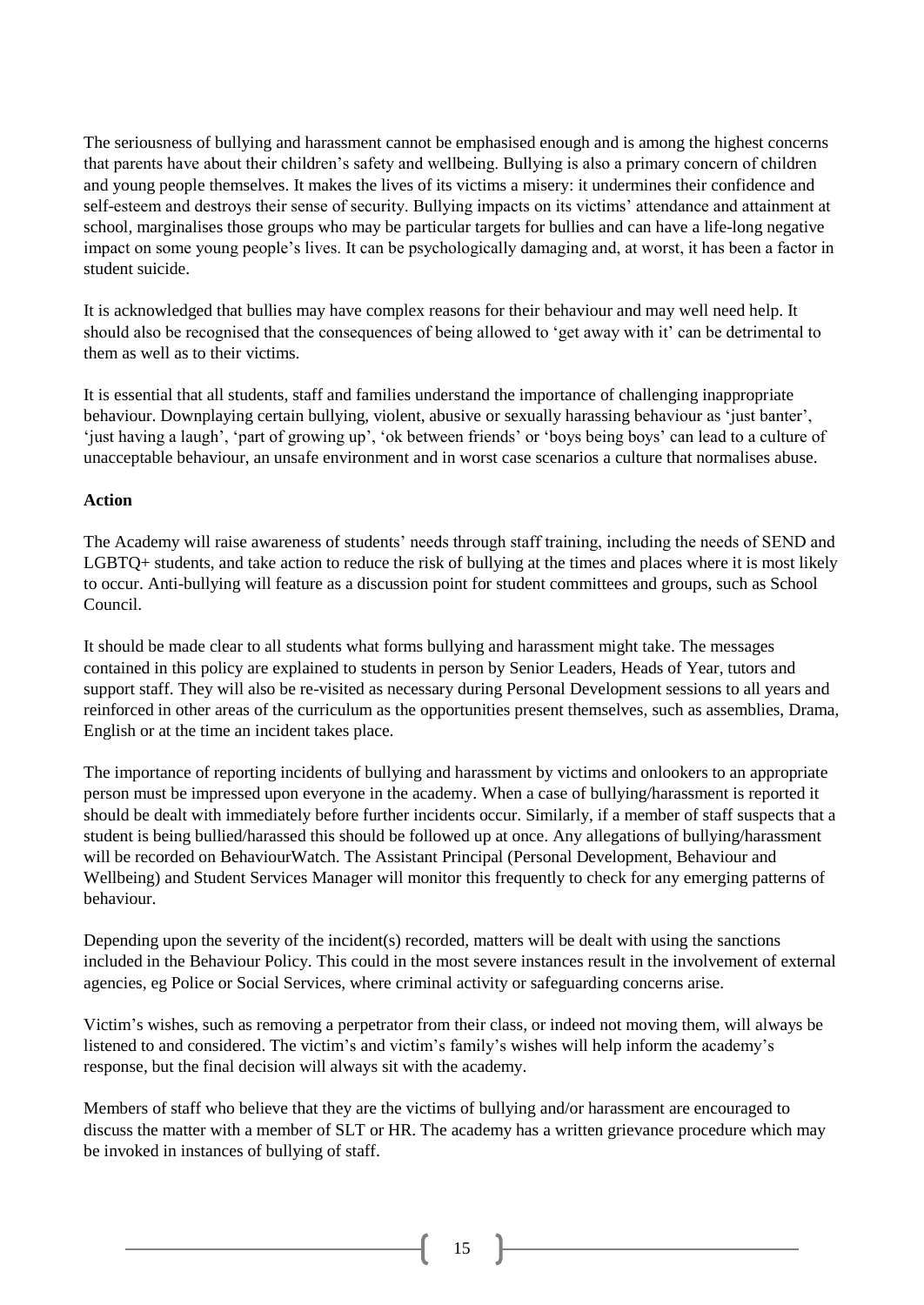The seriousness of bullying and harassment cannot be emphasised enough and is among the highest concerns that parents have about their children's safety and wellbeing. Bullying is also a primary concern of children and young people themselves. It makes the lives of its victims a misery: it undermines their confidence and self-esteem and destroys their sense of security. Bullying impacts on its victims' attendance and attainment at school, marginalises those groups who may be particular targets for bullies and can have a life-long negative impact on some young people's lives. It can be psychologically damaging and, at worst, it has been a factor in student suicide.

It is acknowledged that bullies may have complex reasons for their behaviour and may well need help. It should also be recognised that the consequences of being allowed to 'get away with it' can be detrimental to them as well as to their victims.

It is essential that all students, staff and families understand the importance of challenging inappropriate behaviour. Downplaying certain bullying, violent, abusive or sexually harassing behaviour as 'just banter', 'just having a laugh', 'part of growing up', 'ok between friends' or 'boys being boys' can lead to a culture of unacceptable behaviour, an unsafe environment and in worst case scenarios a culture that normalises abuse.

**Action**

The Academy will raise awareness of students' needs through staff training, including the needs of SEND and LGBTQ+ students, and take action to reduce the risk of bullying at the times and places where it is most likely to occur. Anti-bullying will feature as a discussion point for student committees and groups, such as School Council.

It should be made clear to all students what forms bullying and harassment might take. The messages contained in this policy are explained to students in person by Senior Leaders, Heads of Year, tutors and support staff. They will also be re-visited as necessary during Personal Development sessions to all years and reinforced in other areas of the curriculum as the opportunities present themselves, such as assemblies, Drama, English or at the time an incident takes place.

The importance of reporting incidents of bullying and harassment by victims and onlookers to an appropriate person must be impressed upon everyone in the academy. When a case of bullying/harassment is reported it should be dealt with immediately before further incidents occur. Similarly, if a member of staff suspects that a student is being bullied/harassed this should be followed up at once. Any allegations of bullying/harassment will be recorded on BehaviourWatch. The Assistant Principal (Personal Development, Behaviour and Wellbeing) and Student Services Manager will monitor this frequently to check for any emerging patterns of behaviour.

Depending upon the severity of the incident(s) recorded, matters will be dealt with using the sanctions included in the Behaviour Policy. This could in the most severe instances result in the involvement of external agencies, eg Police or Social Services, where criminal activity or safeguarding concerns arise.

Victim's wishes, such as removing a perpetrator from their class, or indeed not moving them, will always be listened to and considered. The victim's and victim's family's wishes will help inform the academy's response, but the final decision will always sit with the academy.

Members of staff who believe that they are the victims of bullying and/or harassment are encouraged to discuss the matter with a member of SLT or HR. The academy has a written grievance procedure which may be invoked in instances of bullying of staff.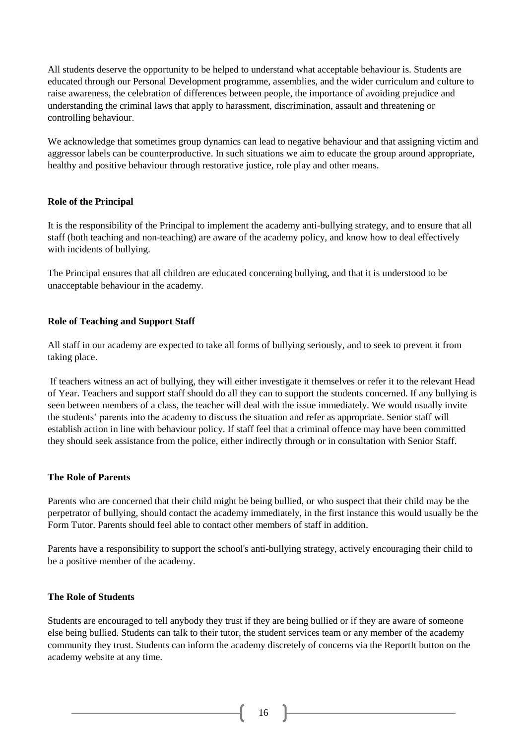All students deserve the opportunity to be helped to understand what acceptable behaviour is. Students are educated through our Personal Development programme, assemblies, and the wider curriculum and culture to raise awareness, the celebration of differences between people, the importance of avoiding prejudice and understanding the criminal laws that apply to harassment, discrimination, assault and threatening or controlling behaviour.

We acknowledge that sometimes group dynamics can lead to negative behaviour and that assigning victim and aggressor labels can be counterproductive. In such situations we aim to educate the group around appropriate, healthy and positive behaviour through restorative justice, role play and other means.

**Role of the Principal**

It is the responsibility of the Principal to implement the academy anti-bullying strategy, and to ensure that all staff (both teaching and non-teaching) are aware of the academy policy, and know how to deal effectively with incidents of bullying.

The Principal ensures that all children are educated concerning bullying, and that it is understood to be unacceptable behaviour in the academy.

**Role of Teaching and Support Staff**

All staff in our academy are expected to take all forms of bullying seriously, and to seek to prevent it from taking place.

If teachers witness an act of bullying, they will either investigate it themselves or refer it to the relevant Head of Year. Teachers and support staff should do all they can to support the students concerned. If any bullying is seen between members of a class, the teacher will deal with the issue immediately. We would usually invite the students' parents into the academy to discuss the situation and refer as appropriate. Senior staff will establish action in line with behaviour policy. If staff feel that a criminal offence may have been committed they should seek assistance from the police, either indirectly through or in consultation with Senior Staff.

**The Role of Parents**

Parents who are concerned that their child might be being bullied, or who suspect that their child may be the perpetrator of bullying, should contact the academy immediately, in the first instance this would usually be the Form Tutor. Parents should feel able to contact other members of staff in addition.

Parents have a responsibility to support the school's anti-bullying strategy, actively encouraging their child to be a positive member of the academy.

**The Role of Students**

Students are encouraged to tell anybody they trust if they are being bullied or if they are aware of someone else being bullied. Students can talk to their tutor, the student services team or any member of the academy community they trust. Students can inform the academy discretely of concerns via the ReportIt button on the academy website at any time.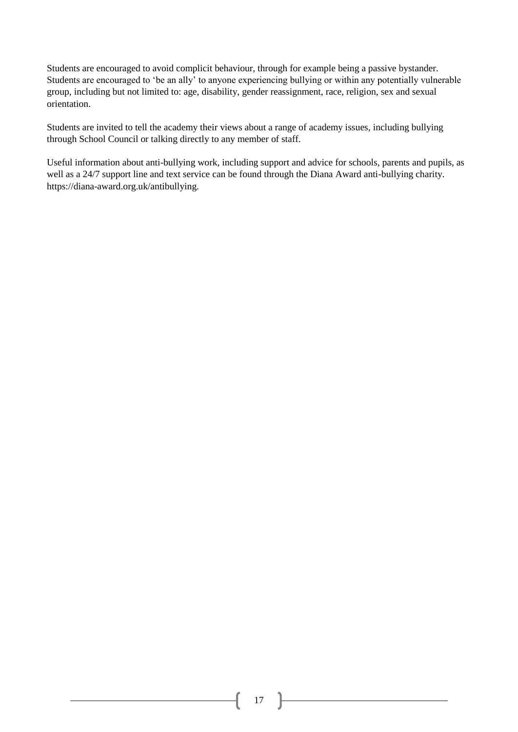Students are encouraged to avoid complicit behaviour, through for example being a passive bystander. Students are encouraged to 'be an ally' to anyone experiencing bullying or within any potentially vulnerable group, including but not limited to: age, disability, gender reassignment, race, religion, sex and sexual orientation.

Students are invited to tell the academy their views about a range of academy issues, including bullying through School Council or talking directly to any member of staff.

Useful information about anti-bullying work, including support and advice for schools, parents and pupils, as well as a 24/7 support line and text service can be found through the Diana Award anti-bullying charity. https://diana-award.org.uk/antibullying.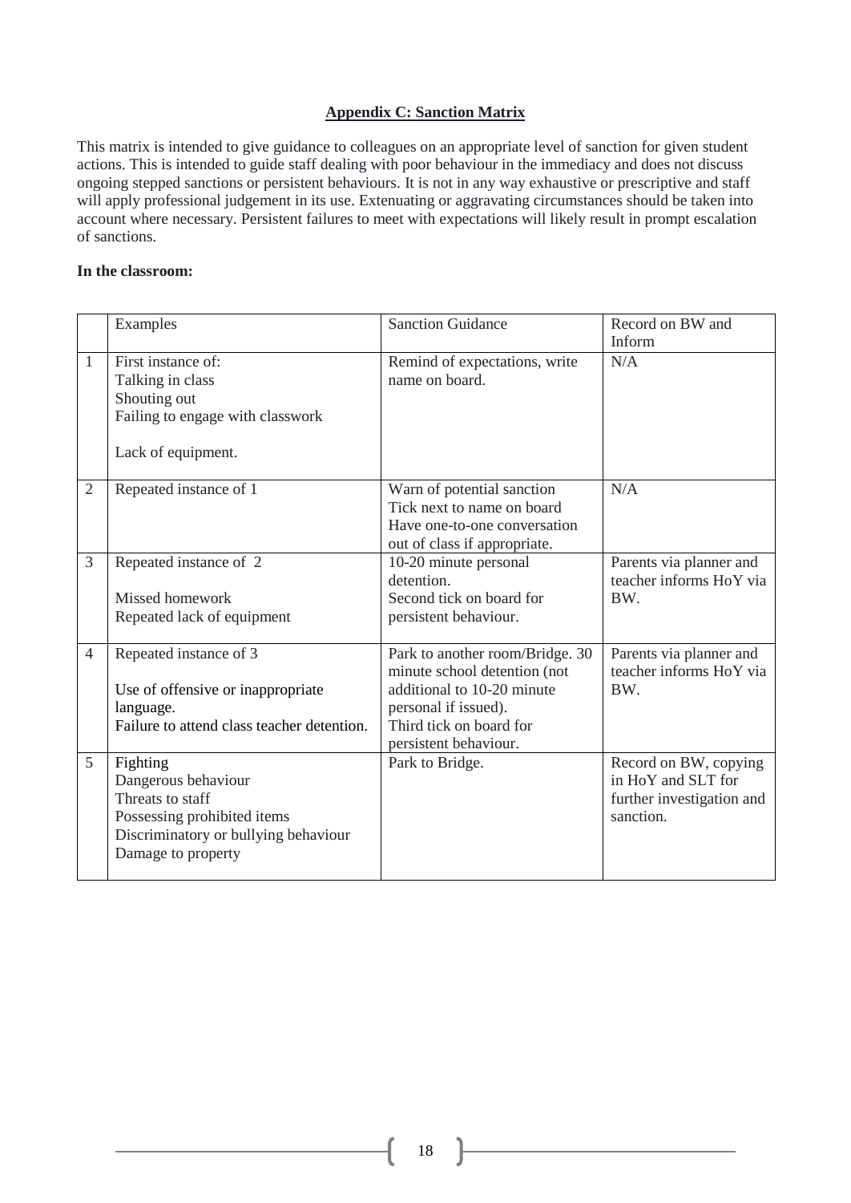## Appendix C: Sanction Matrix

This matrix is intended to give guidance to colleagues on an appropriate level of sanction for given student actions. This is intended to guide staff dealing with poor behaviour in the immediacy and does not discuss ongoing stepped sanctions or persistent behaviours. It is not in any way exhaustive or prescriptive and staff will apply professional judgement in its use. Extenuating or aggravating circumstances should be taken into account where necessary. Persistent failures to meet with expectations will likely result in prompt escalation of sanctions.

**In the classroom:**

| | Examples | Sanction Guidance | Record on BW and Inform |
|---|---|---|---|
| 1 | First instance of:<br>Talking in class<br>Shouting out<br>Failing to engage with classwork<br><br>Lack of equipment. | Remind of expectations, write name on board. | N/A |
| 2 | Repeated instance of 1 | Warn of potential sanction<br>Tick next to name on board<br>Have one-to-one conversation out of class if appropriate. | N/A |
| 3 | Repeated instance of 2<br><br>Missed homework<br>Repeated lack of equipment | 10-20 minute personal detention.<br>Second tick on board for persistent behaviour. | Parents via planner and teacher informs HoY via BW. |
| 4 | Repeated instance of 3<br><br>Use of offensive or inappropriate language.<br>Failure to attend class teacher detention. | Park to another room/Bridge. 30 minute school detention (not additional to 10-20 minute personal if issued).<br>Third tick on board for persistent behaviour. | Parents via planner and teacher informs HoY via BW. |
| 5 | Fighting<br>Dangerous behaviour<br>Threats to staff<br>Possessing prohibited items<br>Discriminatory or bullying behaviour<br>Damage to property | Park to Bridge. | Record on BW, copying in HoY and SLT for further investigation and sanction. |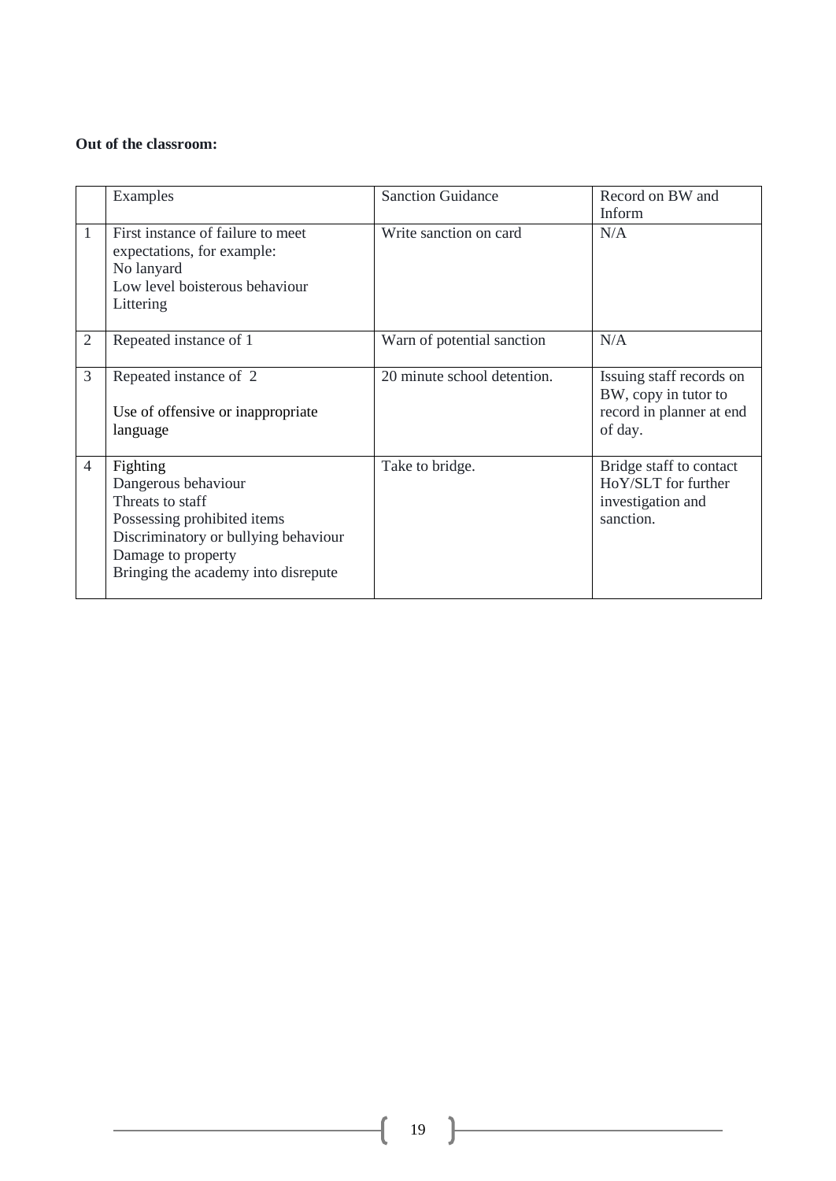**Out of the classroom:**

| | Examples | Sanction Guidance | Record on BW and Inform |
|---|---|---|---|
| 1 | First instance of failure to meet expectations, for example:<br>No lanyard<br>Low level boisterous behaviour<br>Littering | Write sanction on card | N/A |
| 2 | Repeated instance of 1 | Warn of potential sanction | N/A |
| 3 | Repeated instance of 2<br><br>Use of offensive or inappropriate language | 20 minute school detention. | Issuing staff records on BW, copy in tutor to record in planner at end of day. |
| 4 | Fighting<br>Dangerous behaviour<br>Threats to staff<br>Possessing prohibited items<br>Discriminatory or bullying behaviour<br>Damage to property<br>Bringing the academy into disrepute | Take to bridge. | Bridge staff to contact HoY/SLT for further investigation and sanction. |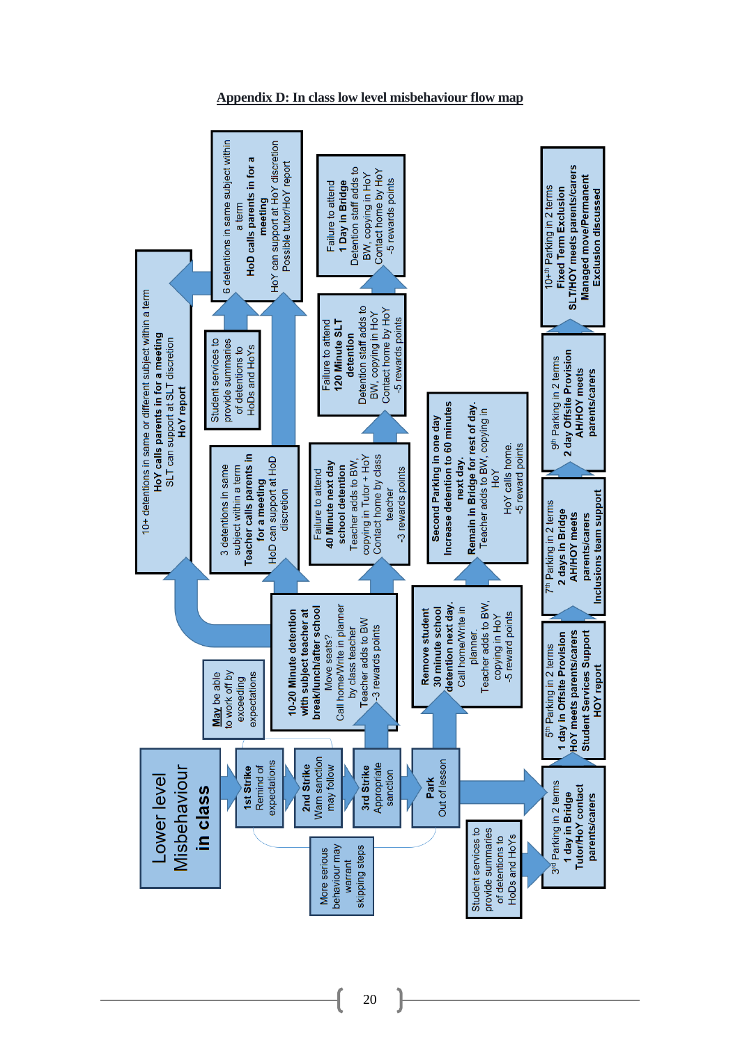## Appendix D: In class low level misbehaviour flow map

**Lower level Misbehaviour in class**

- **1st Strike** Remind of expectations
- **2nd Strike** Warn sanction may follow
- **3rd Strike** Appropriate sanction
- **Park** Out of lesson

More serious behaviour may warrant skipping steps

**May** be able to work off by exceeding expectations

**10-20 Minute detention with subject teacher at break/lunch/after school**
Move seats?
Call home/Write in planner by class teacher
Teacher adds to BW
-3 rewards points

3 detentions in same subject within a term
**Teacher calls parents in for a meeting**
HoD can support at HoD discretion

Student services to provide summaries of detentions to HoDs and HoYs

6 detentions in same subject within a term
**HoD calls parents in for a meeting**
HoY can support at HoY discretion
Possible tutor/HoY report

10+ detentions in same or different subject within a term
**HoY calls parents in for a meeting**
SLT can support at SLT discretion
**HoY report**

Failure to attend
**40 Minute next day school detention**
Teacher adds to BW, copying in Tutor + HoY
Contact home by class teacher
-3 rewards points

Failure to attend
**120 Minute SLT detention**
Detention staff adds to BW, copying in HoY
Contact home by HoY
-5 rewards points

Failure to attend
**1 Day in Bridge**
Detention staff adds to BW, copying in HoY
Contact home by HoY
-5 rewards points

**Remove student 30 minute school detention next day.**
Call home/Write in planner.
Teacher adds to BW, copying in HoY
-5 reward points

**Second Parking in one day**
**Increase detention to 60 minutes next day.**
**Remain in Bridge for rest of day.**
Teacher adds to BW, copying in HoY
HoY calls home.
-5 reward points

Student services to provide summaries of detentions to HoDs and HoYs

- 3[rd] Parking in 2 terms
  **1 day in Bridge**
  **Tutor/HoY contact parents/carers**
- 5[th] Parking in 2 terms
  **1 day in Offsite Provision**
  **HoY meets parents/carers**
  **Student Services Support**
  **HOY report**
- 7[th] Parking in 2 terms
  **2 days in Bridge**
  **AH/HOY meets parents/carers**
  **Inclusions team support**
- 9[th] Parking in 2 terms
  **2 day Offsite Provision**
  **AH/HOY meets parents/carers**
- 10+[th] Parking in 2 terms
  **Fixed Term Exclusion**
  **SLT/HOY meets parents/carers**
  **Managed move/Permanent Exclusion discussed**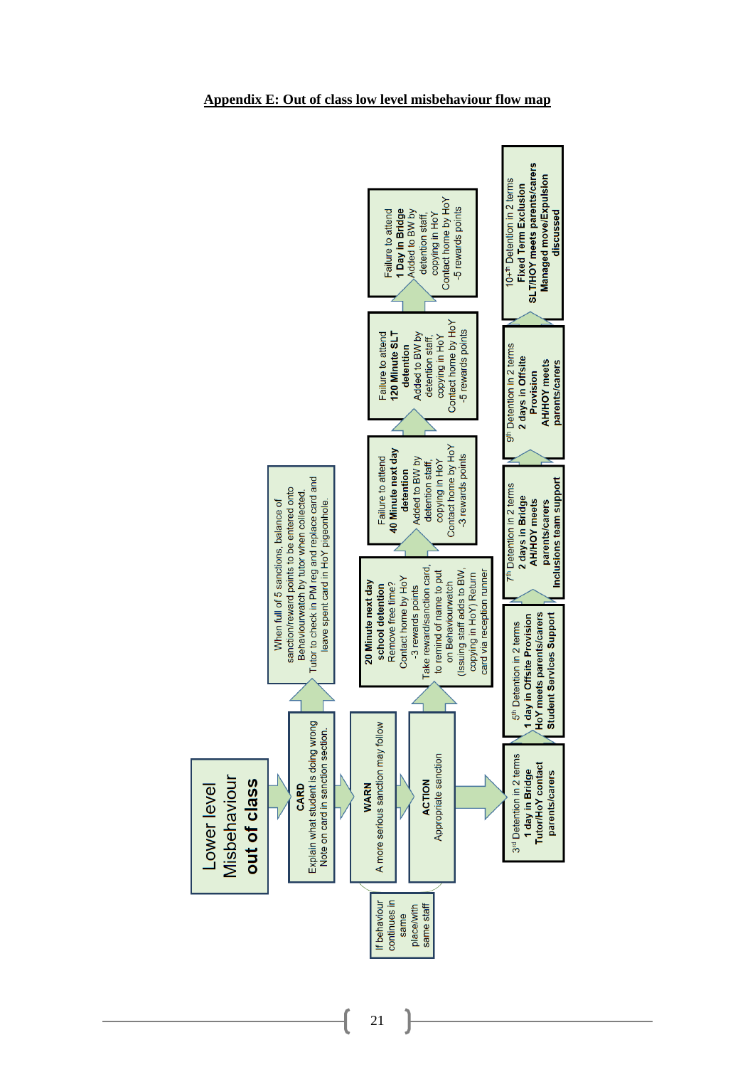## Appendix E: Out of class low level misbehaviour flow map

**Lower level Misbehaviour out of class**

**CARD**
Explain what student is doing wrong
Note on card in sanction section.

When full of 5 sanctions, balance of sanction/reward points to be entered onto Behaviourwatch by tutor when collected.
Tutor to check in PM reg and replace card and leave spent card in HoY pigeonhole.

**WARN**
A more serious sanction may follow

If behaviour continues in same place/with same staff

**ACTION**
Appropriate sanction

**20 Minute next day school detention**
Remove free time?
Contact home by HoY
-3 rewards points
Take reward/sanction card, to remind of name to put on Behaviourwatch
(Issuing staff adds to BW, copying in HoY) Return card via reception runner

Failure to attend **40 Minute next day detention**
Added to BW by detention staff, copying in HoY
Contact home by HoY
-3 rewards points

Failure to attend **120 Minute SLT detention**
Added to BW by detention staff, copying in HoY
Contact home by HoY
-5 rewards points

Failure to attend **1 Day in Bridge**
Added to BW by detention staff, copying in HoY
Contact home by HoY
-5 rewards points

3rd Detention in 2 terms
**1 day in Bridge**
**Tutor/HoY contact parents/carers**

5th Detention in 2 terms
**1 day in Offsite Provision**
**HoY meets parents/carers**
**Student Services Support**

7th Detention in 2 terms
**2 days in Bridge**
**AH/HOY meets parents/carers**
**Inclusions team support**

9th Detention in 2 terms
**2 days in Offsite Provision**
**AH/HOY meets parents/carers**

10+th Detention in 2 terms
**Fixed Term Exclusion**
**SLT/HOY meets parents/carers**
**Managed move/Expulsion discussed**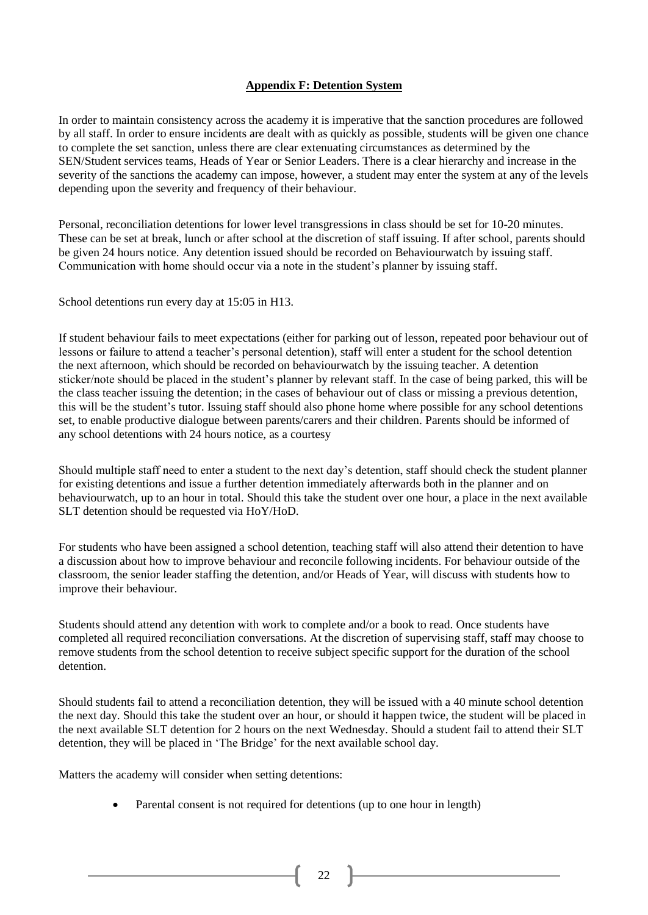## Appendix F: Detention System

In order to maintain consistency across the academy it is imperative that the sanction procedures are followed by all staff. In order to ensure incidents are dealt with as quickly as possible, students will be given one chance to complete the set sanction, unless there are clear extenuating circumstances as determined by the SEN/Student services teams, Heads of Year or Senior Leaders. There is a clear hierarchy and increase in the severity of the sanctions the academy can impose, however, a student may enter the system at any of the levels depending upon the severity and frequency of their behaviour.

Personal, reconciliation detentions for lower level transgressions in class should be set for 10-20 minutes. These can be set at break, lunch or after school at the discretion of staff issuing. If after school, parents should be given 24 hours notice. Any detention issued should be recorded on Behaviourwatch by issuing staff. Communication with home should occur via a note in the student's planner by issuing staff.

School detentions run every day at 15:05 in H13.

If student behaviour fails to meet expectations (either for parking out of lesson, repeated poor behaviour out of lessons or failure to attend a teacher's personal detention), staff will enter a student for the school detention the next afternoon, which should be recorded on behaviourwatch by the issuing teacher. A detention sticker/note should be placed in the student's planner by relevant staff. In the case of being parked, this will be the class teacher issuing the detention; in the cases of behaviour out of class or missing a previous detention, this will be the student's tutor. Issuing staff should also phone home where possible for any school detentions set, to enable productive dialogue between parents/carers and their children. Parents should be informed of any school detentions with 24 hours notice, as a courtesy

Should multiple staff need to enter a student to the next day's detention, staff should check the student planner for existing detentions and issue a further detention immediately afterwards both in the planner and on behaviourwatch, up to an hour in total. Should this take the student over one hour, a place in the next available SLT detention should be requested via HoY/HoD.

For students who have been assigned a school detention, teaching staff will also attend their detention to have a discussion about how to improve behaviour and reconcile following incidents. For behaviour outside of the classroom, the senior leader staffing the detention, and/or Heads of Year, will discuss with students how to improve their behaviour.

Students should attend any detention with work to complete and/or a book to read. Once students have completed all required reconciliation conversations. At the discretion of supervising staff, staff may choose to remove students from the school detention to receive subject specific support for the duration of the school detention.

Should students fail to attend a reconciliation detention, they will be issued with a 40 minute school detention the next day. Should this take the student over an hour, or should it happen twice, the student will be placed in the next available SLT detention for 2 hours on the next Wednesday. Should a student fail to attend their SLT detention, they will be placed in 'The Bridge' for the next available school day.

Matters the academy will consider when setting detentions:

- Parental consent is not required for detentions (up to one hour in length)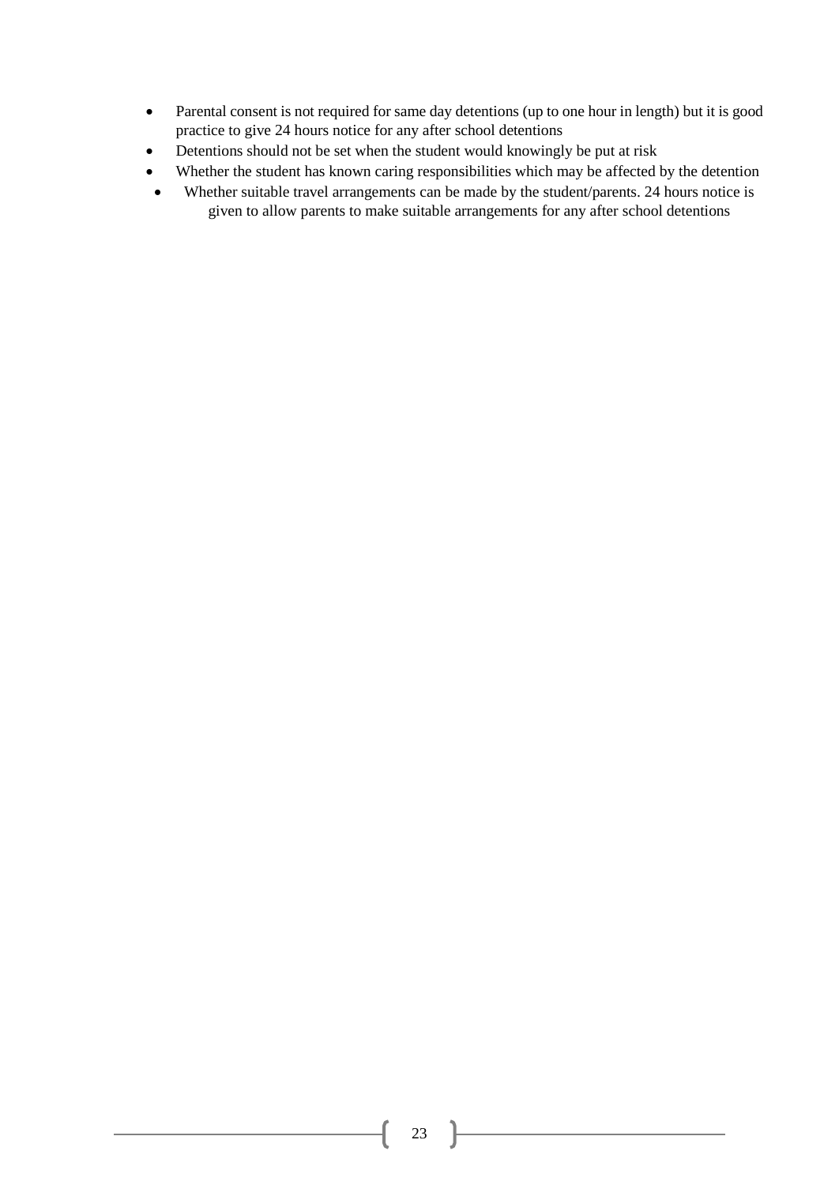- Parental consent is not required for same day detentions (up to one hour in length) but it is good practice to give 24 hours notice for any after school detentions
- Detentions should not be set when the student would knowingly be put at risk
- Whether the student has known caring responsibilities which may be affected by the detention
- Whether suitable travel arrangements can be made by the student/parents. 24 hours notice is given to allow parents to make suitable arrangements for any after school detentions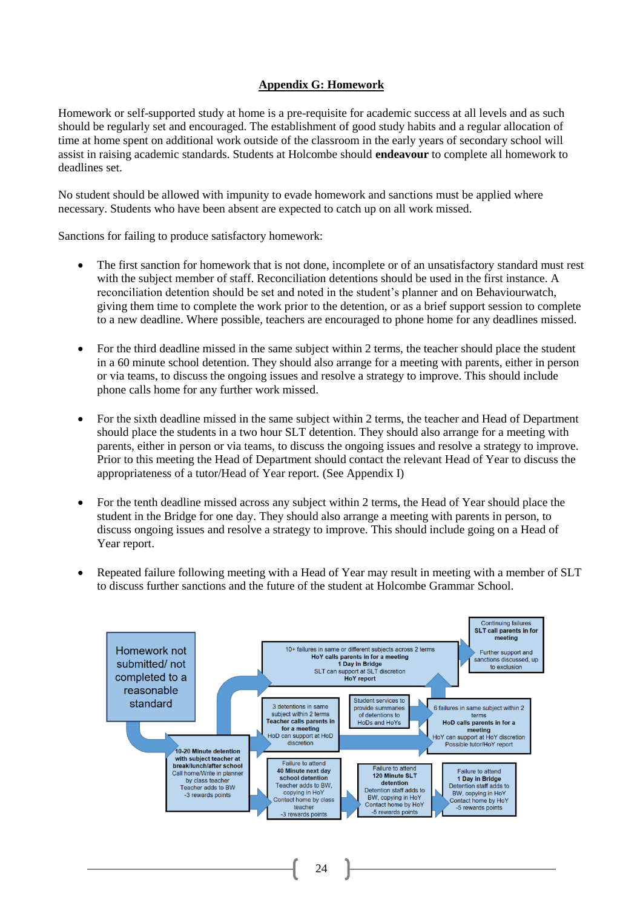## Appendix G: Homework

Homework or self-supported study at home is a pre-requisite for academic success at all levels and as such should be regularly set and encouraged. The establishment of good study habits and a regular allocation of time at home spent on additional work outside of the classroom in the early years of secondary school will assist in raising academic standards. Students at Holcombe should **endeavour** to complete all homework to deadlines set.

No student should be allowed with impunity to evade homework and sanctions must be applied where necessary. Students who have been absent are expected to catch up on all work missed.

Sanctions for failing to produce satisfactory homework:

- The first sanction for homework that is not done, incomplete or of an unsatisfactory standard must rest with the subject member of staff. Reconciliation detentions should be used in the first instance. A reconciliation detention should be set and noted in the student's planner and on Behaviourwatch, giving them time to complete the work prior to the detention, or as a brief support session to complete to a new deadline. Where possible, teachers are encouraged to phone home for any deadlines missed.

- For the third deadline missed in the same subject within 2 terms, the teacher should place the student in a 60 minute school detention. They should also arrange for a meeting with parents, either in person or via teams, to discuss the ongoing issues and resolve a strategy to improve. This should include phone calls home for any further work missed.

- For the sixth deadline missed in the same subject within 2 terms, the teacher and Head of Department should place the students in a two hour SLT detention. They should also arrange for a meeting with parents, either in person or via teams, to discuss the ongoing issues and resolve a strategy to improve. Prior to this meeting the Head of Department should contact the relevant Head of Year to discuss the appropriateness of a tutor/Head of Year report. (See Appendix I)

- For the tenth deadline missed across any subject within 2 terms, the Head of Year should place the student in the Bridge for one day. They should also arrange a meeting with parents in person, to discuss ongoing issues and resolve a strategy to improve. This should include going on a Head of Year report.

- Repeated failure following meeting with a Head of Year may result in meeting with a member of SLT to discuss further sanctions and the future of the student at Holcombe Grammar School.

Homework not submitted/ not completed to a reasonable standard

**10-20 Minute detention with subject teacher at break/lunch/after school**
Call home/Write in planner by class teacher
Teacher adds to BW
-3 rewards points

Failure to attend **40 Minute next day school detention**
Teacher adds to BW, copying in HoY
Contact home by class teacher
-3 rewards points

Failure to attend **120 Minute SLT detention**
Detention staff adds to BW, copying in HoY
Contact home by HoY
-5 rewards points

Failure to attend **1 Day in Bridge**
Detention staff adds to BW, copying in HoY
Contact home by HoY
-5 rewards points

3 detentions in same subject within 2 terms
**Teacher calls parents in for a meeting**
HoD can support at HoD discretion

Student services to provide summaries of detentions to HoDs and HoYs

6 failures in same subject within 2 terms
**HoD calls parents in for a meeting**
HoY can support at HoY discretion
Possible tutor/HoY report

10+ failures in same or different subjects across 2 terms
**HoY calls parents in for a meeting**
**1 Day in Bridge**
SLT can support at SLT discretion
**HoY report**

Continuing failures
**SLT call parents in for meeting**
Further support and sanctions discussed, up to exclusion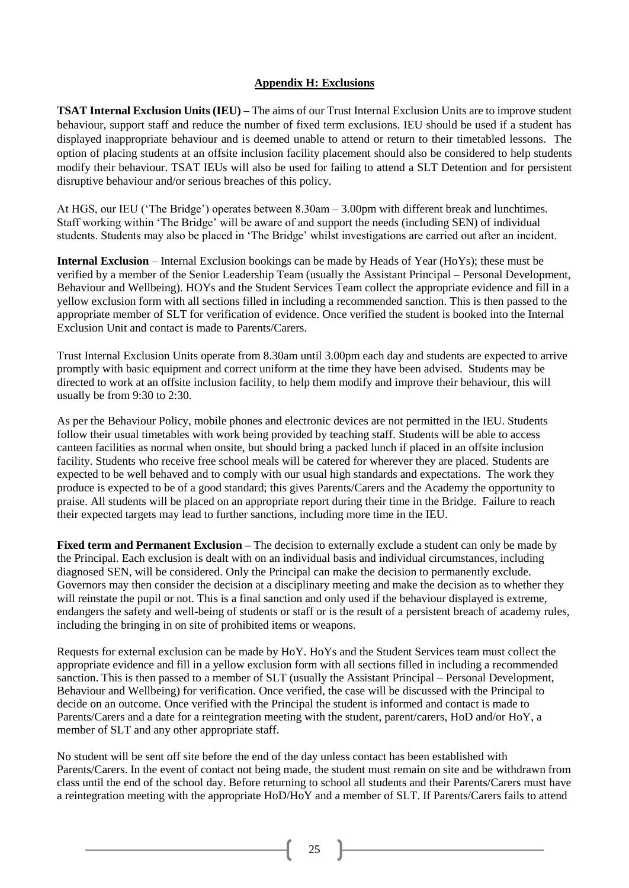## Appendix H: Exclusions

**TSAT Internal Exclusion Units (IEU) –** The aims of our Trust Internal Exclusion Units are to improve student behaviour, support staff and reduce the number of fixed term exclusions. IEU should be used if a student has displayed inappropriate behaviour and is deemed unable to attend or return to their timetabled lessons. The option of placing students at an offsite inclusion facility placement should also be considered to help students modify their behaviour. TSAT IEUs will also be used for failing to attend a SLT Detention and for persistent disruptive behaviour and/or serious breaches of this policy.

At HGS, our IEU ('The Bridge') operates between 8.30am – 3.00pm with different break and lunchtimes. Staff working within 'The Bridge' will be aware of and support the needs (including SEN) of individual students. Students may also be placed in 'The Bridge' whilst investigations are carried out after an incident.

**Internal Exclusion** – Internal Exclusion bookings can be made by Heads of Year (HoYs); these must be verified by a member of the Senior Leadership Team (usually the Assistant Principal – Personal Development, Behaviour and Wellbeing). HOYs and the Student Services Team collect the appropriate evidence and fill in a yellow exclusion form with all sections filled in including a recommended sanction. This is then passed to the appropriate member of SLT for verification of evidence. Once verified the student is booked into the Internal Exclusion Unit and contact is made to Parents/Carers.

Trust Internal Exclusion Units operate from 8.30am until 3.00pm each day and students are expected to arrive promptly with basic equipment and correct uniform at the time they have been advised. Students may be directed to work at an offsite inclusion facility, to help them modify and improve their behaviour, this will usually be from 9:30 to 2:30.

As per the Behaviour Policy, mobile phones and electronic devices are not permitted in the IEU. Students follow their usual timetables with work being provided by teaching staff. Students will be able to access canteen facilities as normal when onsite, but should bring a packed lunch if placed in an offsite inclusion facility. Students who receive free school meals will be catered for wherever they are placed. Students are expected to be well behaved and to comply with our usual high standards and expectations. The work they produce is expected to be of a good standard; this gives Parents/Carers and the Academy the opportunity to praise. All students will be placed on an appropriate report during their time in the Bridge. Failure to reach their expected targets may lead to further sanctions, including more time in the IEU.

**Fixed term and Permanent Exclusion –** The decision to externally exclude a student can only be made by the Principal. Each exclusion is dealt with on an individual basis and individual circumstances, including diagnosed SEN, will be considered. Only the Principal can make the decision to permanently exclude. Governors may then consider the decision at a disciplinary meeting and make the decision as to whether they will reinstate the pupil or not. This is a final sanction and only used if the behaviour displayed is extreme, endangers the safety and well-being of students or staff or is the result of a persistent breach of academy rules, including the bringing in on site of prohibited items or weapons.

Requests for external exclusion can be made by HoY. HoYs and the Student Services team must collect the appropriate evidence and fill in a yellow exclusion form with all sections filled in including a recommended sanction. This is then passed to a member of SLT (usually the Assistant Principal – Personal Development, Behaviour and Wellbeing) for verification. Once verified, the case will be discussed with the Principal to decide on an outcome. Once verified with the Principal the student is informed and contact is made to Parents/Carers and a date for a reintegration meeting with the student, parent/carers, HoD and/or HoY, a member of SLT and any other appropriate staff.

No student will be sent off site before the end of the day unless contact has been established with Parents/Carers. In the event of contact not being made, the student must remain on site and be withdrawn from class until the end of the school day. Before returning to school all students and their Parents/Carers must have a reintegration meeting with the appropriate HoD/HoY and a member of SLT. If Parents/Carers fails to attend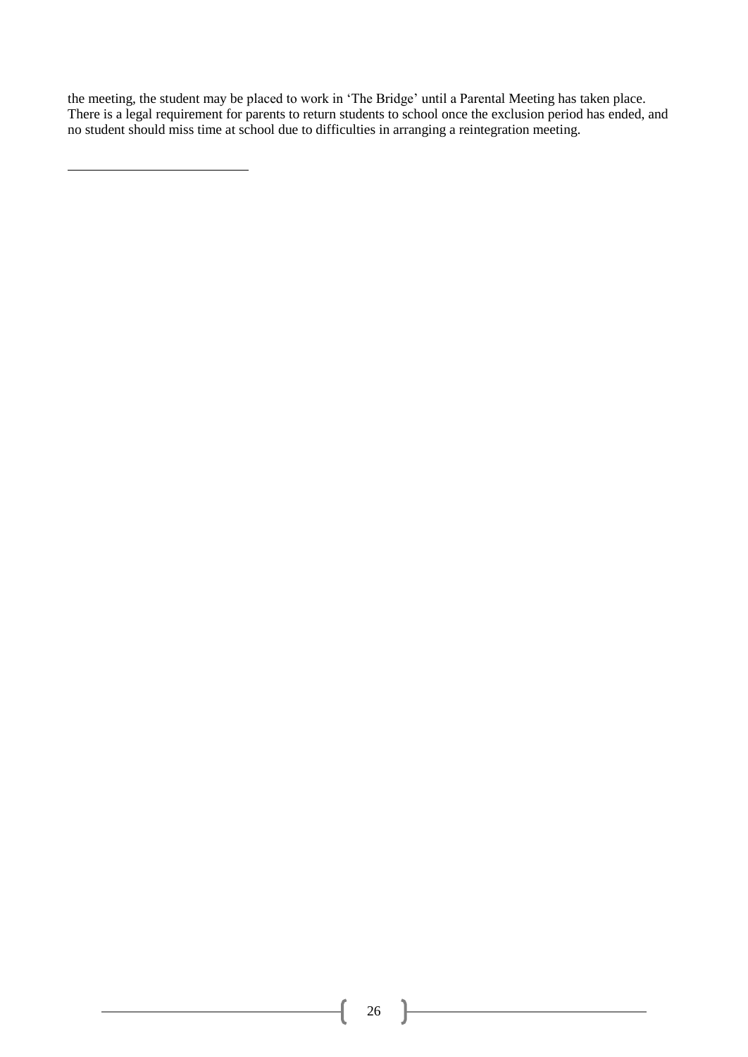the meeting, the student may be placed to work in 'The Bridge' until a Parental Meeting has taken place. There is a legal requirement for parents to return students to school once the exclusion period has ended, and no student should miss time at school due to difficulties in arranging a reintegration meeting.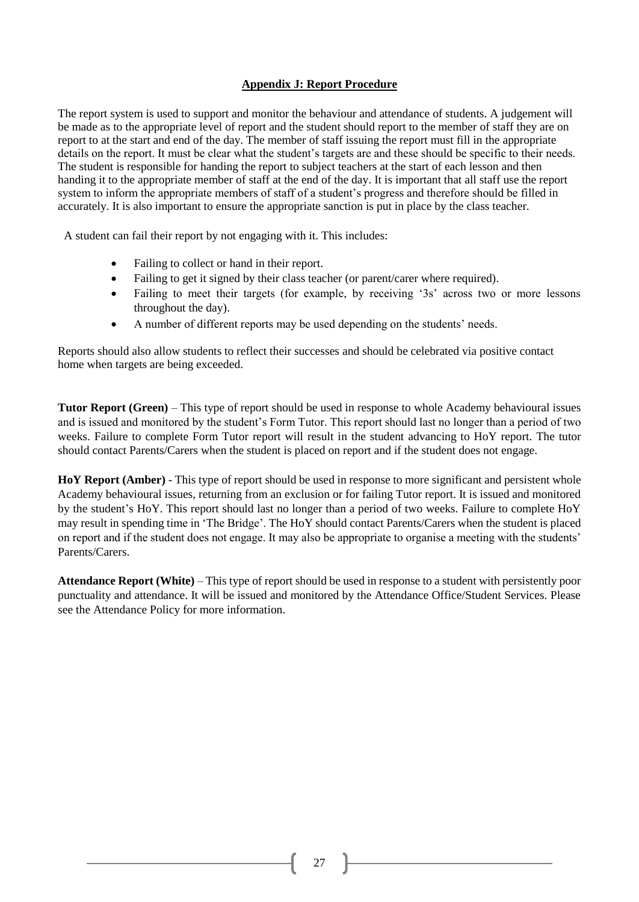## Appendix J: Report Procedure

The report system is used to support and monitor the behaviour and attendance of students. A judgement will be made as to the appropriate level of report and the student should report to the member of staff they are on report to at the start and end of the day. The member of staff issuing the report must fill in the appropriate details on the report. It must be clear what the student's targets are and these should be specific to their needs. The student is responsible for handing the report to subject teachers at the start of each lesson and then handing it to the appropriate member of staff at the end of the day. It is important that all staff use the report system to inform the appropriate members of staff of a student's progress and therefore should be filled in accurately. It is also important to ensure the appropriate sanction is put in place by the class teacher.

A student can fail their report by not engaging with it. This includes:

- Failing to collect or hand in their report.
- Failing to get it signed by their class teacher (or parent/carer where required).
- Failing to meet their targets (for example, by receiving '3s' across two or more lessons throughout the day).
- A number of different reports may be used depending on the students' needs.

Reports should also allow students to reflect their successes and should be celebrated via positive contact home when targets are being exceeded.

**Tutor Report (Green)** – This type of report should be used in response to whole Academy behavioural issues and is issued and monitored by the student's Form Tutor. This report should last no longer than a period of two weeks. Failure to complete Form Tutor report will result in the student advancing to HoY report. The tutor should contact Parents/Carers when the student is placed on report and if the student does not engage.

**HoY Report (Amber)** - This type of report should be used in response to more significant and persistent whole Academy behavioural issues, returning from an exclusion or for failing Tutor report. It is issued and monitored by the student's HoY. This report should last no longer than a period of two weeks. Failure to complete HoY may result in spending time in 'The Bridge'. The HoY should contact Parents/Carers when the student is placed on report and if the student does not engage. It may also be appropriate to organise a meeting with the students' Parents/Carers.

**Attendance Report (White)** – This type of report should be used in response to a student with persistently poor punctuality and attendance. It will be issued and monitored by the Attendance Office/Student Services. Please see the Attendance Policy for more information.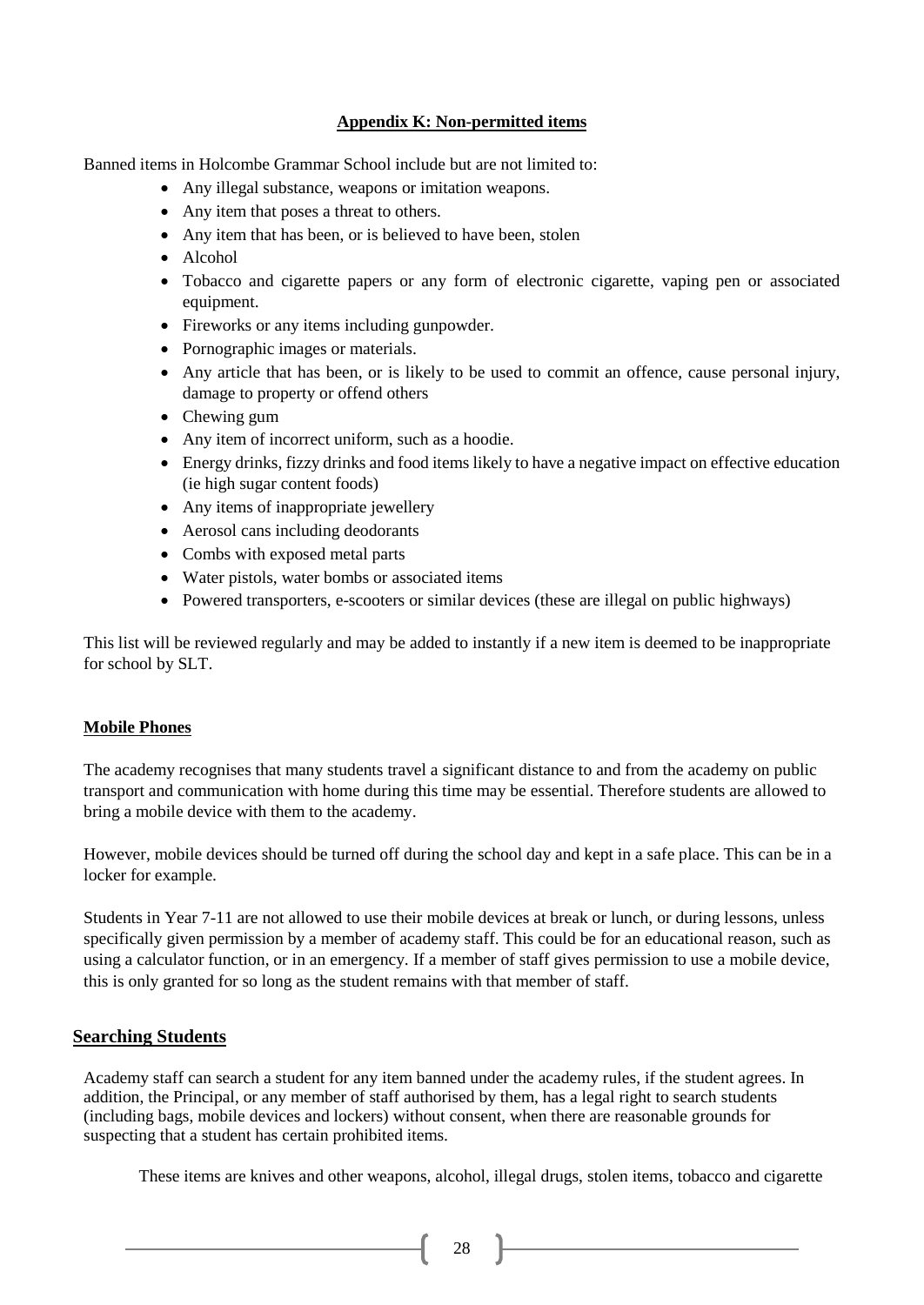## Appendix K: Non-permitted items

Banned items in Holcombe Grammar School include but are not limited to:

- Any illegal substance, weapons or imitation weapons.
- Any item that poses a threat to others.
- Any item that has been, or is believed to have been, stolen
- Alcohol
- Tobacco and cigarette papers or any form of electronic cigarette, vaping pen or associated equipment.
- Fireworks or any items including gunpowder.
- Pornographic images or materials.
- Any article that has been, or is likely to be used to commit an offence, cause personal injury, damage to property or offend others
- Chewing gum
- Any item of incorrect uniform, such as a hoodie.
- Energy drinks, fizzy drinks and food items likely to have a negative impact on effective education (ie high sugar content foods)
- Any items of inappropriate jewellery
- Aerosol cans including deodorants
- Combs with exposed metal parts
- Water pistols, water bombs or associated items
- Powered transporters, e-scooters or similar devices (these are illegal on public highways)

This list will be reviewed regularly and may be added to instantly if a new item is deemed to be inappropriate for school by SLT.

### Mobile Phones

The academy recognises that many students travel a significant distance to and from the academy on public transport and communication with home during this time may be essential. Therefore students are allowed to bring a mobile device with them to the academy.

However, mobile devices should be turned off during the school day and kept in a safe place. This can be in a locker for example.

Students in Year 7-11 are not allowed to use their mobile devices at break or lunch, or during lessons, unless specifically given permission by a member of academy staff. This could be for an educational reason, such as using a calculator function, or in an emergency. If a member of staff gives permission to use a mobile device, this is only granted for so long as the student remains with that member of staff.

## Searching Students

Academy staff can search a student for any item banned under the academy rules, if the student agrees. In addition, the Principal, or any member of staff authorised by them, has a legal right to search students (including bags, mobile devices and lockers) without consent, when there are reasonable grounds for suspecting that a student has certain prohibited items.

These items are knives and other weapons, alcohol, illegal drugs, stolen items, tobacco and cigarette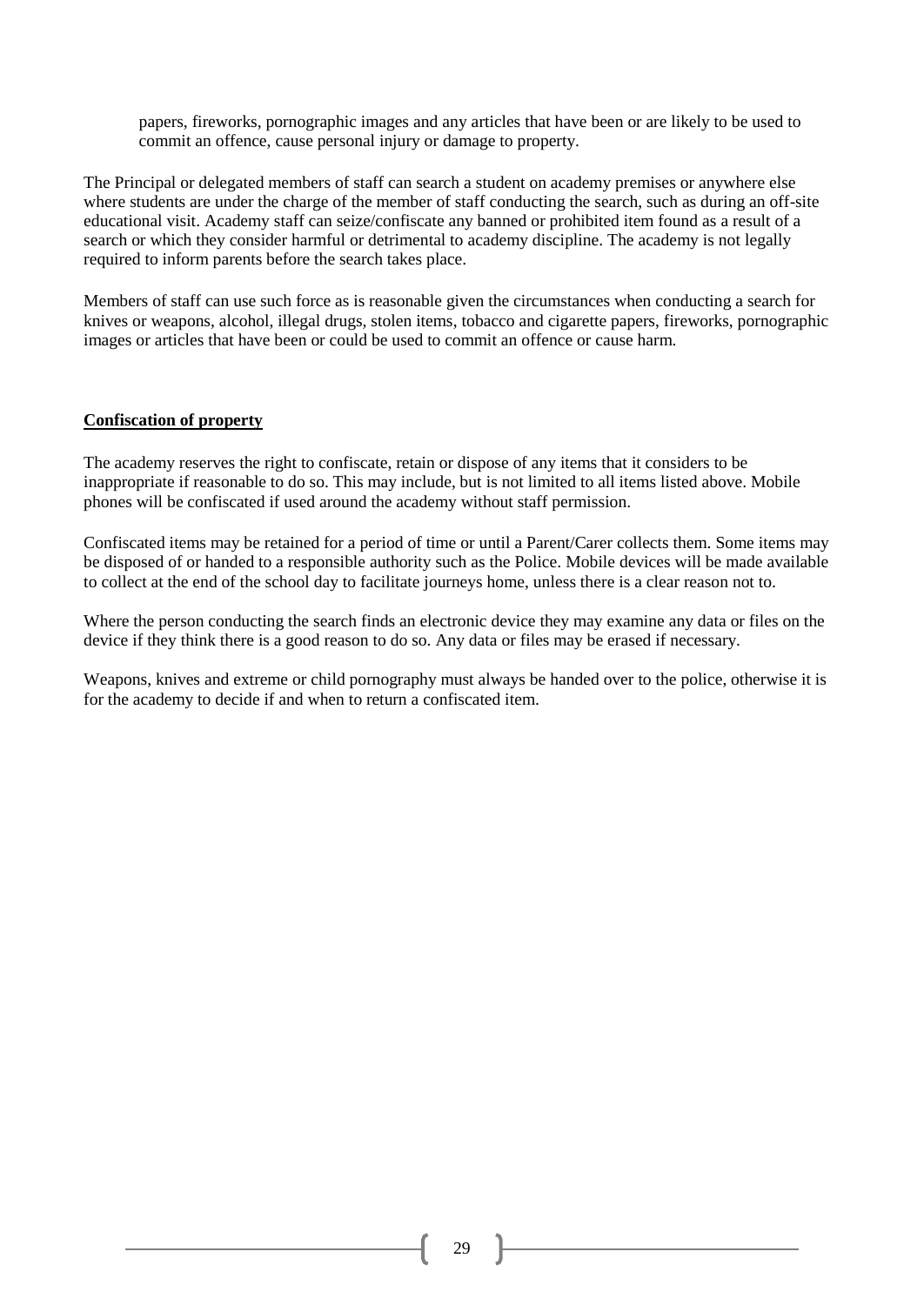papers, fireworks, pornographic images and any articles that have been or are likely to be used to commit an offence, cause personal injury or damage to property.

The Principal or delegated members of staff can search a student on academy premises or anywhere else where students are under the charge of the member of staff conducting the search, such as during an off-site educational visit. Academy staff can seize/confiscate any banned or prohibited item found as a result of a search or which they consider harmful or detrimental to academy discipline. The academy is not legally required to inform parents before the search takes place.

Members of staff can use such force as is reasonable given the circumstances when conducting a search for knives or weapons, alcohol, illegal drugs, stolen items, tobacco and cigarette papers, fireworks, pornographic images or articles that have been or could be used to commit an offence or cause harm.

**Confiscation of property**

The academy reserves the right to confiscate, retain or dispose of any items that it considers to be inappropriate if reasonable to do so. This may include, but is not limited to all items listed above. Mobile phones will be confiscated if used around the academy without staff permission.

Confiscated items may be retained for a period of time or until a Parent/Carer collects them. Some items may be disposed of or handed to a responsible authority such as the Police. Mobile devices will be made available to collect at the end of the school day to facilitate journeys home, unless there is a clear reason not to.

Where the person conducting the search finds an electronic device they may examine any data or files on the device if they think there is a good reason to do so. Any data or files may be erased if necessary.

Weapons, knives and extreme or child pornography must always be handed over to the police, otherwise it is for the academy to decide if and when to return a confiscated item.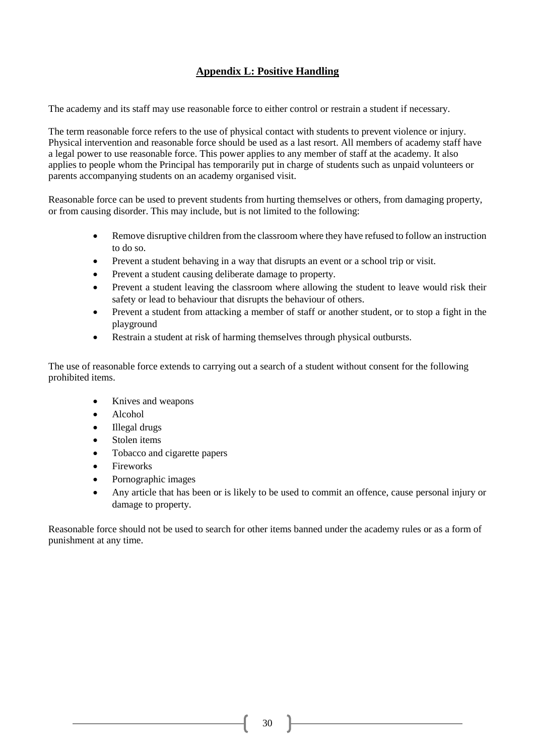## Appendix L: Positive Handling

The academy and its staff may use reasonable force to either control or restrain a student if necessary.

The term reasonable force refers to the use of physical contact with students to prevent violence or injury. Physical intervention and reasonable force should be used as a last resort. All members of academy staff have a legal power to use reasonable force. This power applies to any member of staff at the academy. It also applies to people whom the Principal has temporarily put in charge of students such as unpaid volunteers or parents accompanying students on an academy organised visit.

Reasonable force can be used to prevent students from hurting themselves or others, from damaging property, or from causing disorder. This may include, but is not limited to the following:

- Remove disruptive children from the classroom where they have refused to follow an instruction to do so.
- Prevent a student behaving in a way that disrupts an event or a school trip or visit.
- Prevent a student causing deliberate damage to property.
- Prevent a student leaving the classroom where allowing the student to leave would risk their safety or lead to behaviour that disrupts the behaviour of others.
- Prevent a student from attacking a member of staff or another student, or to stop a fight in the playground
- Restrain a student at risk of harming themselves through physical outbursts.

The use of reasonable force extends to carrying out a search of a student without consent for the following prohibited items.

- Knives and weapons
- Alcohol
- Illegal drugs
- Stolen items
- Tobacco and cigarette papers
- Fireworks
- Pornographic images
- Any article that has been or is likely to be used to commit an offence, cause personal injury or damage to property.

Reasonable force should not be used to search for other items banned under the academy rules or as a form of punishment at any time.